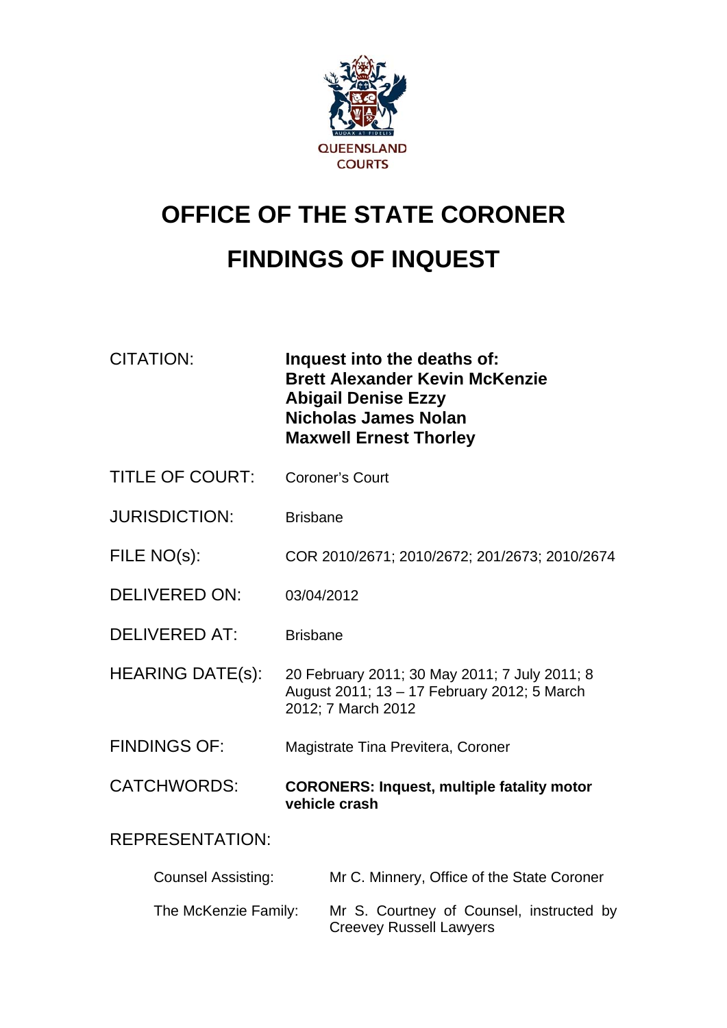QUEENSLAND COURTS

# OFFICE OF THE STATE CORONER

# FINDINGS OF INQUEST

| | |
|---|---|
| CITATION: | **Inquest into the deaths of:** **Brett Alexander Kevin McKenzie** **Abigail Denise Ezzy** **Nicholas James Nolan** **Maxwell Ernest Thorley** |
| TITLE OF COURT: | Coroner's Court |
| JURISDICTION: | Brisbane |
| FILE NO(s): | COR 2010/2671; 2010/2672; 201/2673; 2010/2674 |
| DELIVERED ON: | 03/04/2012 |
| DELIVERED AT: | Brisbane |
| HEARING DATE(s): | 20 February 2011; 30 May 2011; 7 July 2011; 8 August 2011; 13 – 17 February 2012; 5 March 2012; 7 March 2012 |
| FINDINGS OF: | Magistrate Tina Previtera, Coroner |
| CATCHWORDS: | **CORONERS: Inquest, multiple fatality motor vehicle crash** |

REPRESENTATION:

| | |
|---|---|
| Counsel Assisting: | Mr C. Minnery, Office of the State Coroner |
| The McKenzie Family: | Mr S. Courtney of Counsel, instructed by Creevey Russell Lawyers |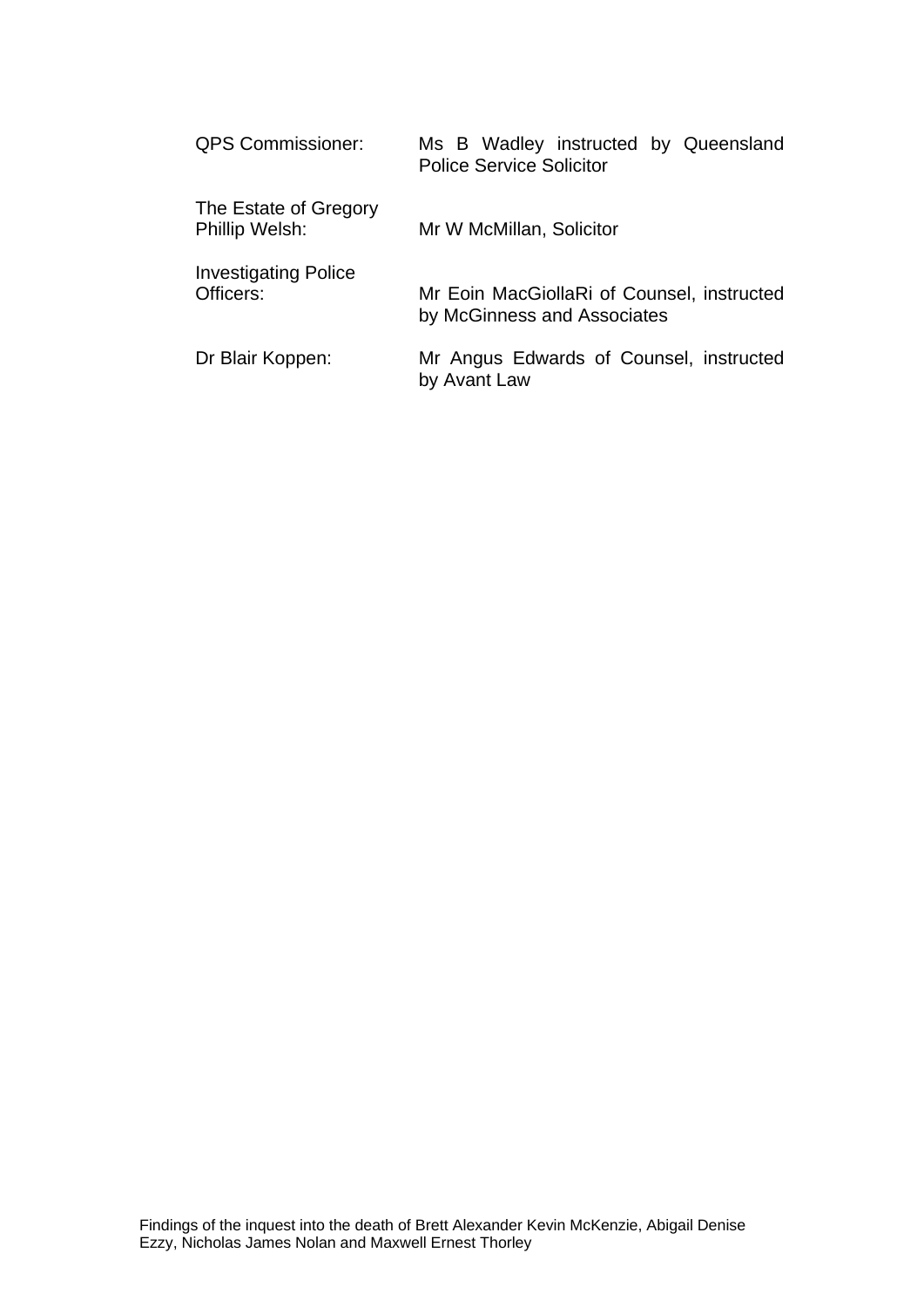| | |
|---|---|
| QPS Commissioner: | Ms B Wadley instructed by Queensland Police Service Solicitor |
| The Estate of Gregory Phillip Welsh: | Mr W McMillan, Solicitor |
| Investigating Police Officers: | Mr Eoin MacGiollaRi of Counsel, instructed by McGinness and Associates |
| Dr Blair Koppen: | Mr Angus Edwards of Counsel, instructed by Avant Law |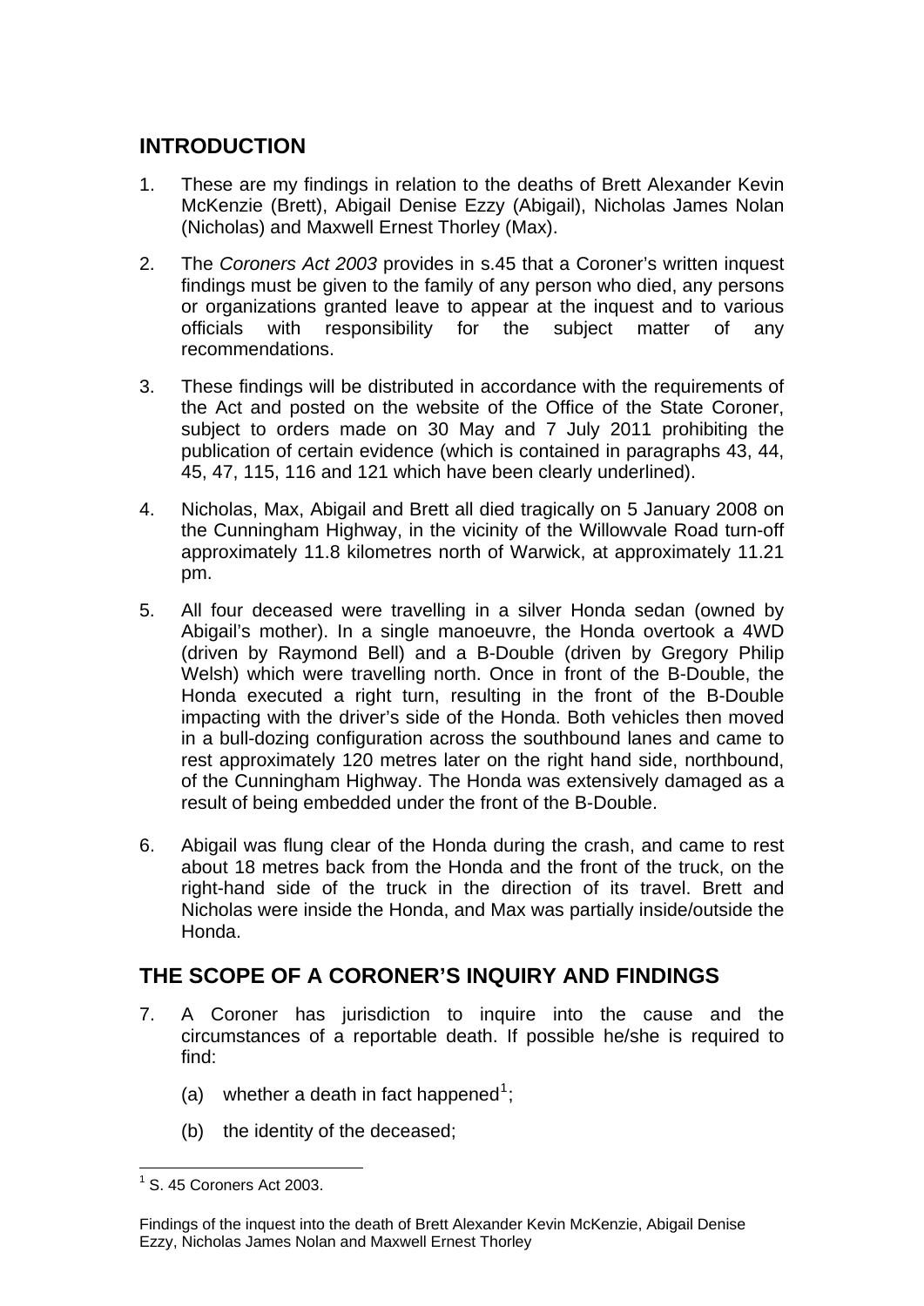## INTRODUCTION

1. These are my findings in relation to the deaths of Brett Alexander Kevin McKenzie (Brett), Abigail Denise Ezzy (Abigail), Nicholas James Nolan (Nicholas) and Maxwell Ernest Thorley (Max).

2. The *Coroners Act 2003* provides in s.45 that a Coroner's written inquest findings must be given to the family of any person who died, any persons or organizations granted leave to appear at the inquest and to various officials with responsibility for the subject matter of any recommendations.

3. These findings will be distributed in accordance with the requirements of the Act and posted on the website of the Office of the State Coroner, subject to orders made on 30 May and 7 July 2011 prohibiting the publication of certain evidence (which is contained in paragraphs 43, 44, 45, 47, 115, 116 and 121 which have been clearly underlined).

4. Nicholas, Max, Abigail and Brett all died tragically on 5 January 2008 on the Cunningham Highway, in the vicinity of the Willowvale Road turn-off approximately 11.8 kilometres north of Warwick, at approximately 11.21 pm.

5. All four deceased were travelling in a silver Honda sedan (owned by Abigail's mother). In a single manoeuvre, the Honda overtook a 4WD (driven by Raymond Bell) and a B-Double (driven by Gregory Philip Welsh) which were travelling north. Once in front of the B-Double, the Honda executed a right turn, resulting in the front of the B-Double impacting with the driver's side of the Honda. Both vehicles then moved in a bull-dozing configuration across the southbound lanes and came to rest approximately 120 metres later on the right hand side, northbound, of the Cunningham Highway. The Honda was extensively damaged as a result of being embedded under the front of the B-Double.

6. Abigail was flung clear of the Honda during the crash, and came to rest about 18 metres back from the Honda and the front of the truck, on the right-hand side of the truck in the direction of its travel. Brett and Nicholas were inside the Honda, and Max was partially inside/outside the Honda.

## THE SCOPE OF A CORONER'S INQUIRY AND FINDINGS

7. A Coroner has jurisdiction to inquire into the cause and the circumstances of a reportable death. If possible he/she is required to find:

   (a) whether a death in fact happened[1];

   (b) the identity of the deceased;

[1] S. 45 Coroners Act 2003.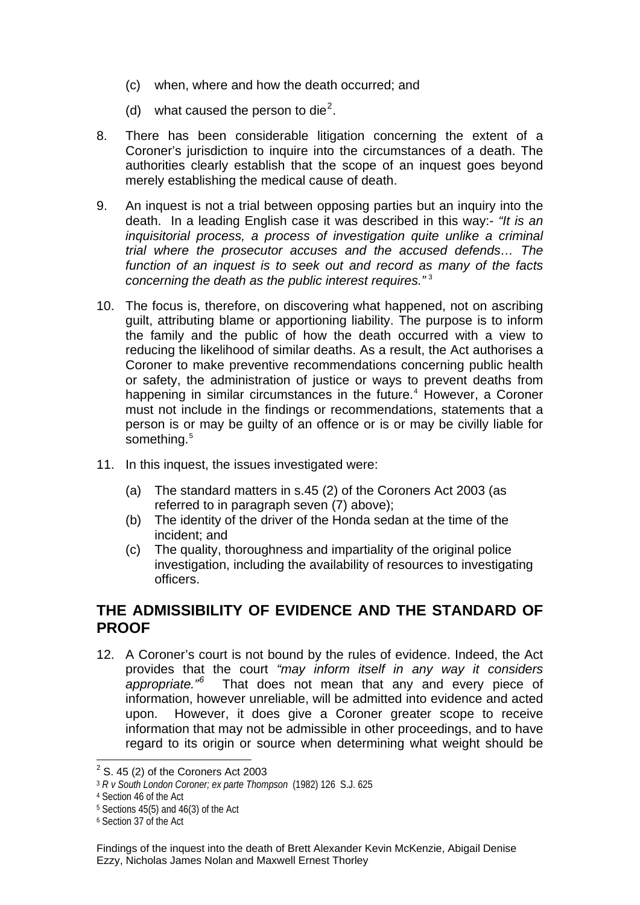(c) when, where and how the death occurred; and

(d) what caused the person to die[2].

8. There has been considerable litigation concerning the extent of a Coroner's jurisdiction to inquire into the circumstances of a death. The authorities clearly establish that the scope of an inquest goes beyond merely establishing the medical cause of death.

9. An inquest is not a trial between opposing parties but an inquiry into the death. In a leading English case it was described in this way:- *"It is an inquisitorial process, a process of investigation quite unlike a criminal trial where the prosecutor accuses and the accused defends… The function of an inquest is to seek out and record as many of the facts concerning the death as the public interest requires."* [3]

10. The focus is, therefore, on discovering what happened, not on ascribing guilt, attributing blame or apportioning liability. The purpose is to inform the family and the public of how the death occurred with a view to reducing the likelihood of similar deaths. As a result, the Act authorises a Coroner to make preventive recommendations concerning public health or safety, the administration of justice or ways to prevent deaths from happening in similar circumstances in the future.[4] However, a Coroner must not include in the findings or recommendations, statements that a person is or may be guilty of an offence or is or may be civilly liable for something.[5]

11. In this inquest, the issues investigated were:

    (a) The standard matters in s.45 (2) of the Coroners Act 2003 (as referred to in paragraph seven (7) above);
    (b) The identity of the driver of the Honda sedan at the time of the incident; and
    (c) The quality, thoroughness and impartiality of the original police investigation, including the availability of resources to investigating officers.

## THE ADMISSIBILITY OF EVIDENCE AND THE STANDARD OF PROOF

12. A Coroner's court is not bound by the rules of evidence. Indeed, the Act provides that the court *"may inform itself in any way it considers appropriate."*[6] That does not mean that any and every piece of information, however unreliable, will be admitted into evidence and acted upon. However, it does give a Coroner greater scope to receive information that may not be admissible in other proceedings, and to have regard to its origin or source when determining what weight should be

---

[2] S. 45 (2) of the Coroners Act 2003
[3] *R v South London Coroner; ex parte Thompson* (1982) 126 S.J. 625
[4] Section 46 of the Act
[5] Sections 45(5) and 46(3) of the Act
[6] Section 37 of the Act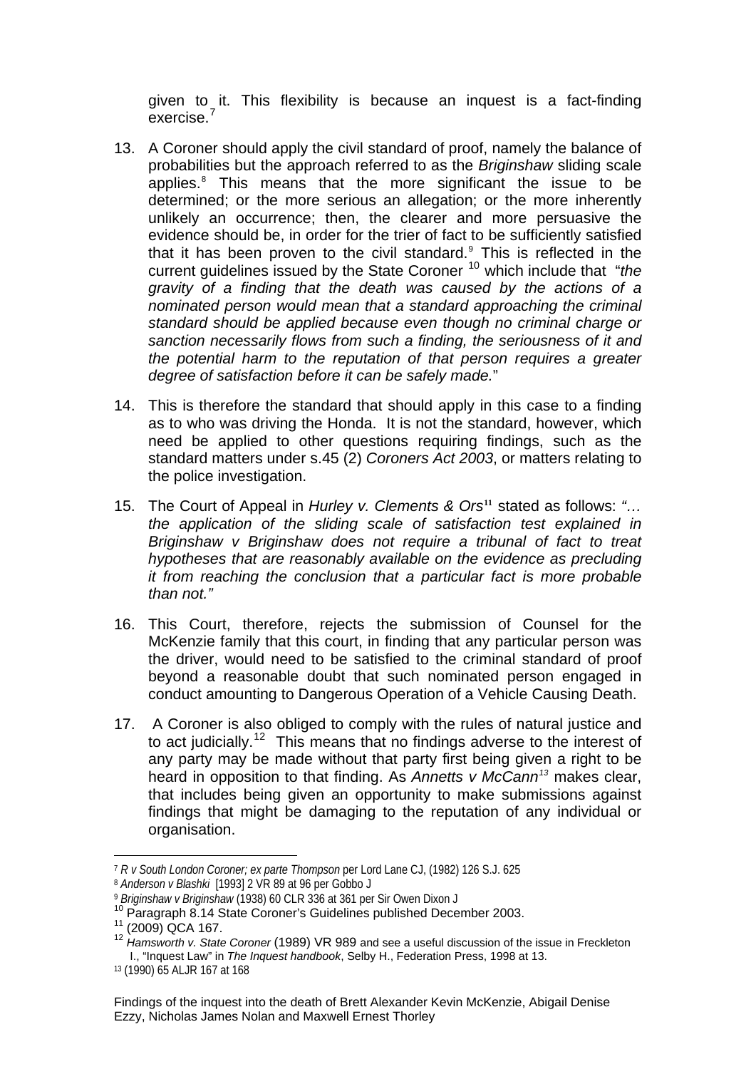given to it. This flexibility is because an inquest is a fact-finding exercise.[7]

13. A Coroner should apply the civil standard of proof, namely the balance of probabilities but the approach referred to as the *Briginshaw* sliding scale applies.[8] This means that the more significant the issue to be determined; or the more serious an allegation; or the more inherently unlikely an occurrence; then, the clearer and more persuasive the evidence should be, in order for the trier of fact to be sufficiently satisfied that it has been proven to the civil standard.[9] This is reflected in the current guidelines issued by the State Coroner [10] which include that "*the gravity of a finding that the death was caused by the actions of a nominated person would mean that a standard approaching the criminal standard should be applied because even though no criminal charge or sanction necessarily flows from such a finding, the seriousness of it and the potential harm to the reputation of that person requires a greater degree of satisfaction before it can be safely made.*"

14. This is therefore the standard that should apply in this case to a finding as to who was driving the Honda. It is not the standard, however, which need be applied to other questions requiring findings, such as the standard matters under s.45 (2) *Coroners Act 2003*, or matters relating to the police investigation.

15. The Court of Appeal in *Hurley v. Clements & Ors*[11] stated as follows: *"… the application of the sliding scale of satisfaction test explained in Briginshaw v Briginshaw does not require a tribunal of fact to treat hypotheses that are reasonably available on the evidence as precluding it from reaching the conclusion that a particular fact is more probable than not."*

16. This Court, therefore, rejects the submission of Counsel for the McKenzie family that this court, in finding that any particular person was the driver, would need to be satisfied to the criminal standard of proof beyond a reasonable doubt that such nominated person engaged in conduct amounting to Dangerous Operation of a Vehicle Causing Death.

17. A Coroner is also obliged to comply with the rules of natural justice and to act judicially.[12] This means that no findings adverse to the interest of any party may be made without that party first being given a right to be heard in opposition to that finding. As *Annetts v McCann*[13] makes clear, that includes being given an opportunity to make submissions against findings that might be damaging to the reputation of any individual or organisation.

---

[7] *R v South London Coroner; ex parte Thompson* per Lord Lane CJ, (1982) 126 S.J. 625

[8] *Anderson v Blashki* [1993] 2 VR 89 at 96 per Gobbo J

[9] *Briginshaw v Briginshaw* (1938) 60 CLR 336 at 361 per Sir Owen Dixon J

[10] Paragraph 8.14 State Coroner's Guidelines published December 2003.

[11] (2009) QCA 167.

[12] *Hamsworth v. State Coroner* (1989) VR 989 and see a useful discussion of the issue in Freckleton I., "Inquest Law" in *The Inquest handbook*, Selby H., Federation Press, 1998 at 13.

[13] (1990) 65 ALJR 167 at 168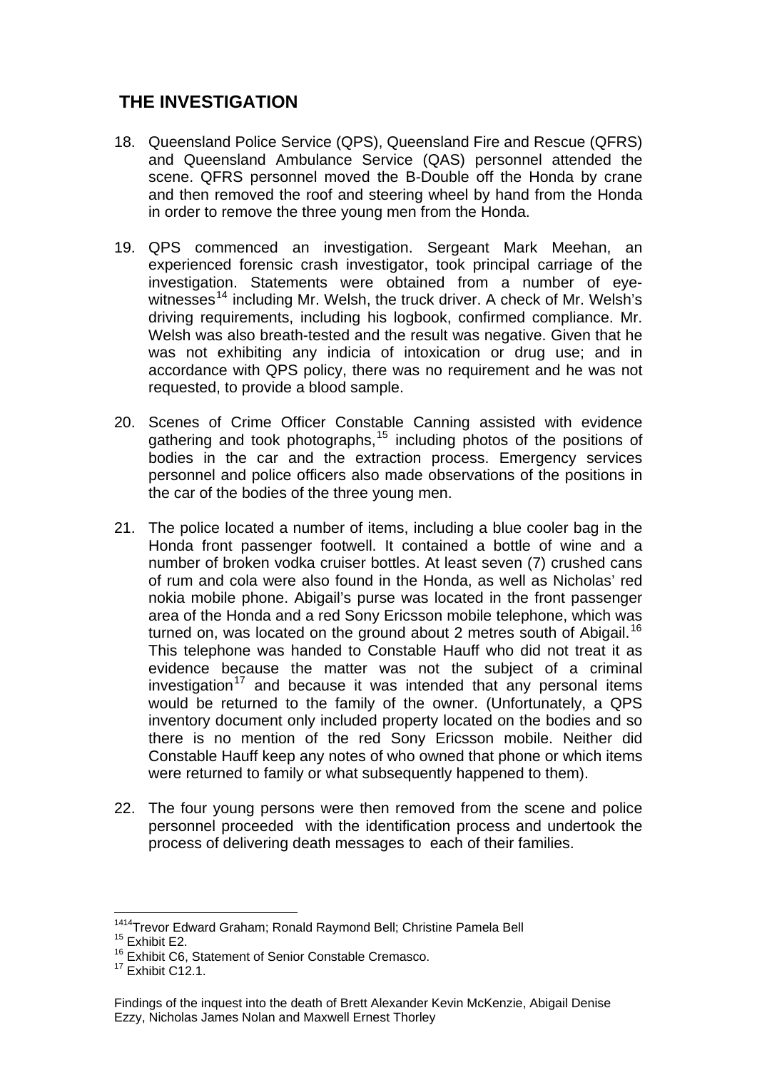## THE INVESTIGATION

18. Queensland Police Service (QPS), Queensland Fire and Rescue (QFRS) and Queensland Ambulance Service (QAS) personnel attended the scene. QFRS personnel moved the B-Double off the Honda by crane and then removed the roof and steering wheel by hand from the Honda in order to remove the three young men from the Honda.

19. QPS commenced an investigation. Sergeant Mark Meehan, an experienced forensic crash investigator, took principal carriage of the investigation. Statements were obtained from a number of eye-witnesses[14] including Mr. Welsh, the truck driver. A check of Mr. Welsh's driving requirements, including his logbook, confirmed compliance. Mr. Welsh was also breath-tested and the result was negative. Given that he was not exhibiting any indicia of intoxication or drug use; and in accordance with QPS policy, there was no requirement and he was not requested, to provide a blood sample.

20. Scenes of Crime Officer Constable Canning assisted with evidence gathering and took photographs,[15] including photos of the positions of bodies in the car and the extraction process. Emergency services personnel and police officers also made observations of the positions in the car of the bodies of the three young men.

21. The police located a number of items, including a blue cooler bag in the Honda front passenger footwell. It contained a bottle of wine and a number of broken vodka cruiser bottles. At least seven (7) crushed cans of rum and cola were also found in the Honda, as well as Nicholas' red nokia mobile phone. Abigail's purse was located in the front passenger area of the Honda and a red Sony Ericsson mobile telephone, which was turned on, was located on the ground about 2 metres south of Abigail.[16] This telephone was handed to Constable Hauff who did not treat it as evidence because the matter was not the subject of a criminal investigation[17] and because it was intended that any personal items would be returned to the family of the owner. (Unfortunately, a QPS inventory document only included property located on the bodies and so there is no mention of the red Sony Ericsson mobile. Neither did Constable Hauff keep any notes of who owned that phone or which items were returned to family or what subsequently happened to them).

22. The four young persons were then removed from the scene and police personnel proceeded with the identification process and undertook the process of delivering death messages to each of their families.

---

[14] Trevor Edward Graham; Ronald Raymond Bell; Christine Pamela Bell

[15] Exhibit E2.

[16] Exhibit C6, Statement of Senior Constable Cremasco.

[17] Exhibit C12.1.

Findings of the inquest into the death of Brett Alexander Kevin McKenzie, Abigail Denise Ezzy, Nicholas James Nolan and Maxwell Ernest Thorley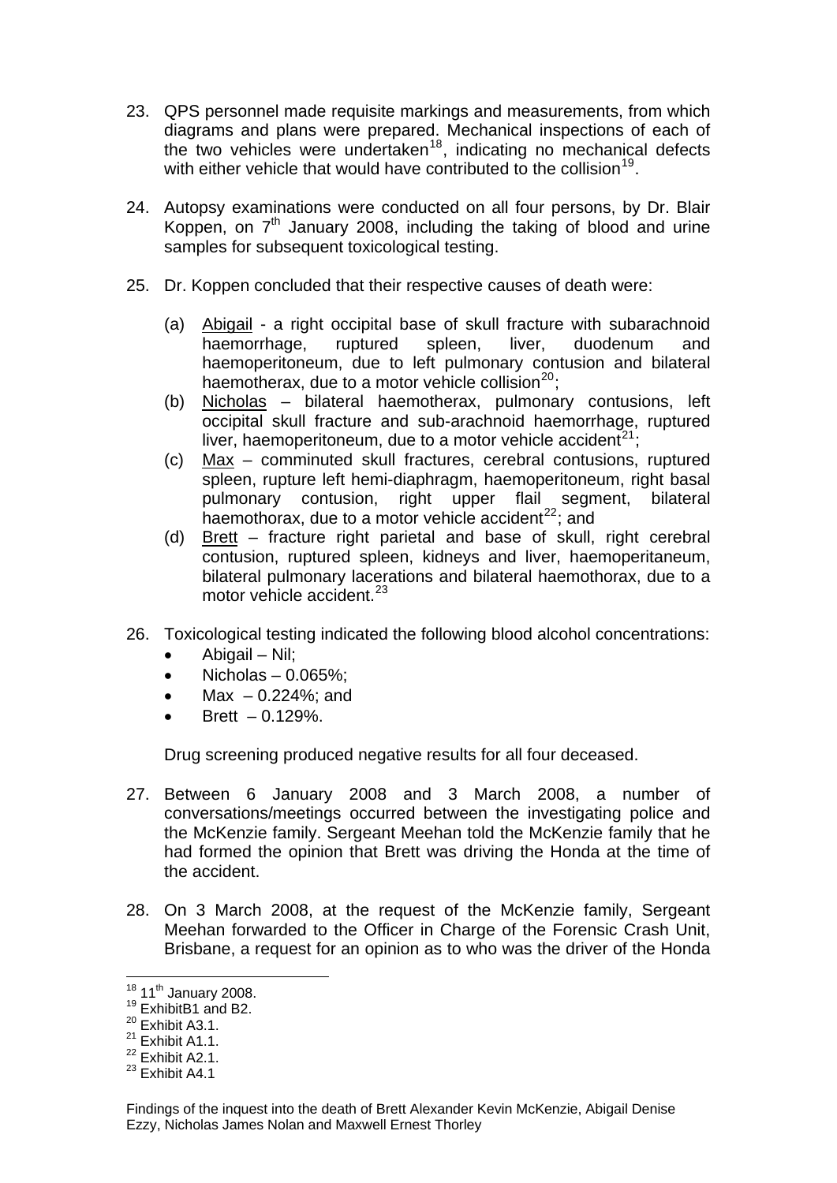23. QPS personnel made requisite markings and measurements, from which diagrams and plans were prepared. Mechanical inspections of each of the two vehicles were undertaken[18], indicating no mechanical defects with either vehicle that would have contributed to the collision[19].

24. Autopsy examinations were conducted on all four persons, by Dr. Blair Koppen, on 7th January 2008, including the taking of blood and urine samples for subsequent toxicological testing.

25. Dr. Koppen concluded that their respective causes of death were:

    (a) Abigail - a right occipital base of skull fracture with subarachnoid haemorrhage, ruptured spleen, liver, duodenum and haemoperitoneum, due to left pulmonary contusion and bilateral haemotherax, due to a motor vehicle collision[20];
    (b) Nicholas – bilateral haemotherax, pulmonary contusions, left occipital skull fracture and sub-arachnoid haemorrhage, ruptured liver, haemoperitoneum, due to a motor vehicle accident[21];
    (c) Max – comminuted skull fractures, cerebral contusions, ruptured spleen, rupture left hemi-diaphragm, haemoperitoneum, right basal pulmonary contusion, right upper flail segment, bilateral haemothorax, due to a motor vehicle accident[22]; and
    (d) Brett – fracture right parietal and base of skull, right cerebral contusion, ruptured spleen, kidneys and liver, haemoperitaneum, bilateral pulmonary lacerations and bilateral haemothorax, due to a motor vehicle accident.[23]

26. Toxicological testing indicated the following blood alcohol concentrations:
    - Abigail – Nil;
    - Nicholas – 0.065%;
    - Max – 0.224%; and
    - Brett – 0.129%.

    Drug screening produced negative results for all four deceased.

27. Between 6 January 2008 and 3 March 2008, a number of conversations/meetings occurred between the investigating police and the McKenzie family. Sergeant Meehan told the McKenzie family that he had formed the opinion that Brett was driving the Honda at the time of the accident.

28. On 3 March 2008, at the request of the McKenzie family, Sergeant Meehan forwarded to the Officer in Charge of the Forensic Crash Unit, Brisbane, a request for an opinion as to who was the driver of the Honda

---

[18] 11th January 2008.
[19] ExhibitB1 and B2.
[20] Exhibit A3.1.
[21] Exhibit A1.1.
[22] Exhibit A2.1.
[23] Exhibit A4.1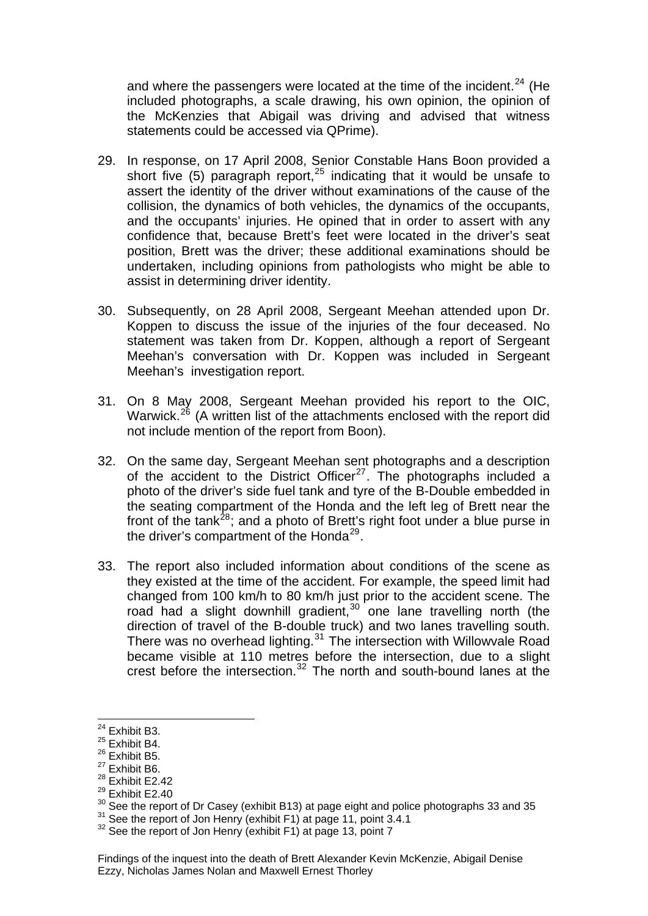and where the passengers were located at the time of the incident.[24] (He included photographs, a scale drawing, his own opinion, the opinion of the McKenzies that Abigail was driving and advised that witness statements could be accessed via QPrime).

29. In response, on 17 April 2008, Senior Constable Hans Boon provided a short five (5) paragraph report,[25] indicating that it would be unsafe to assert the identity of the driver without examinations of the cause of the collision, the dynamics of both vehicles, the dynamics of the occupants, and the occupants' injuries. He opined that in order to assert with any confidence that, because Brett's feet were located in the driver's seat position, Brett was the driver; these additional examinations should be undertaken, including opinions from pathologists who might be able to assist in determining driver identity.

30. Subsequently, on 28 April 2008, Sergeant Meehan attended upon Dr. Koppen to discuss the issue of the injuries of the four deceased. No statement was taken from Dr. Koppen, although a report of Sergeant Meehan's conversation with Dr. Koppen was included in Sergeant Meehan's investigation report.

31. On 8 May 2008, Sergeant Meehan provided his report to the OIC, Warwick.[26] (A written list of the attachments enclosed with the report did not include mention of the report from Boon).

32. On the same day, Sergeant Meehan sent photographs and a description of the accident to the District Officer[27]. The photographs included a photo of the driver's side fuel tank and tyre of the B-Double embedded in the seating compartment of the Honda and the left leg of Brett near the front of the tank[28]; and a photo of Brett's right foot under a blue purse in the driver's compartment of the Honda[29].

33. The report also included information about conditions of the scene as they existed at the time of the accident. For example, the speed limit had changed from 100 km/h to 80 km/h just prior to the accident scene. The road had a slight downhill gradient,[30] one lane travelling north (the direction of travel of the B-double truck) and two lanes travelling south. There was no overhead lighting.[31] The intersection with Willowvale Road became visible at 110 metres before the intersection, due to a slight crest before the intersection.[32] The north and south-bound lanes at the

---

[24] Exhibit B3.

[25] Exhibit B4.

[26] Exhibit B5.

[27] Exhibit B6.

[28] Exhibit E2.42

[29] Exhibit E2.40

[30] See the report of Dr Casey (exhibit B13) at page eight and police photographs 33 and 35

[31] See the report of Jon Henry (exhibit F1) at page 11, point 3.4.1

[32] See the report of Jon Henry (exhibit F1) at page 13, point 7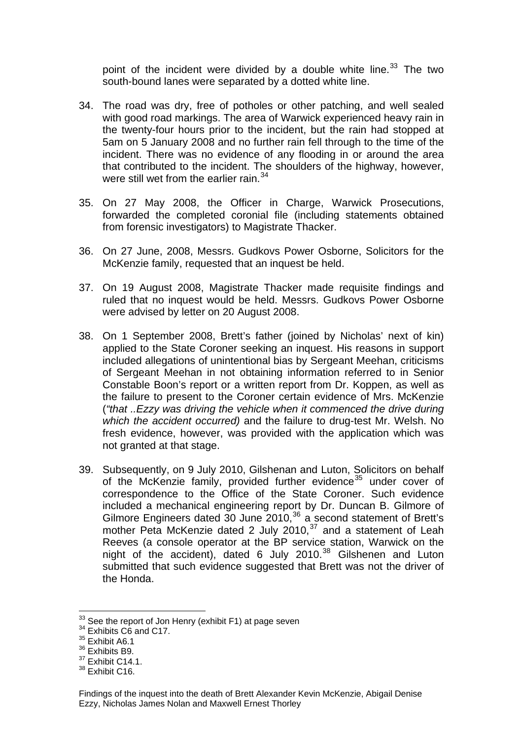point of the incident were divided by a double white line.[33] The two south-bound lanes were separated by a dotted white line.

34. The road was dry, free of potholes or other patching, and well sealed with good road markings. The area of Warwick experienced heavy rain in the twenty-four hours prior to the incident, but the rain had stopped at 5am on 5 January 2008 and no further rain fell through to the time of the incident. There was no evidence of any flooding in or around the area that contributed to the incident. The shoulders of the highway, however, were still wet from the earlier rain.[34]

35. On 27 May 2008, the Officer in Charge, Warwick Prosecutions, forwarded the completed coronial file (including statements obtained from forensic investigators) to Magistrate Thacker.

36. On 27 June, 2008, Messrs. Gudkovs Power Osborne, Solicitors for the McKenzie family, requested that an inquest be held.

37. On 19 August 2008, Magistrate Thacker made requisite findings and ruled that no inquest would be held. Messrs. Gudkovs Power Osborne were advised by letter on 20 August 2008.

38. On 1 September 2008, Brett's father (joined by Nicholas' next of kin) applied to the State Coroner seeking an inquest. His reasons in support included allegations of unintentional bias by Sergeant Meehan, criticisms of Sergeant Meehan in not obtaining information referred to in Senior Constable Boon's report or a written report from Dr. Koppen, as well as the failure to present to the Coroner certain evidence of Mrs. McKenzie (*"that ..Ezzy was driving the vehicle when it commenced the drive during which the accident occurred)* and the failure to drug-test Mr. Welsh. No fresh evidence, however, was provided with the application which was not granted at that stage.

39. Subsequently, on 9 July 2010, Gilshenan and Luton, Solicitors on behalf of the McKenzie family, provided further evidence[35] under cover of correspondence to the Office of the State Coroner. Such evidence included a mechanical engineering report by Dr. Duncan B. Gilmore of Gilmore Engineers dated 30 June 2010,[36] a second statement of Brett's mother Peta McKenzie dated 2 July 2010,[37] and a statement of Leah Reeves (a console operator at the BP service station, Warwick on the night of the accident), dated 6 July 2010.[38] Gilshenen and Luton submitted that such evidence suggested that Brett was not the driver of the Honda.

---

[33] See the report of Jon Henry (exhibit F1) at page seven

[34] Exhibits C6 and C17.

[35] Exhibit A6.1

[36] Exhibits B9.

[37] Exhibit C14.1.

[38] Exhibit C16.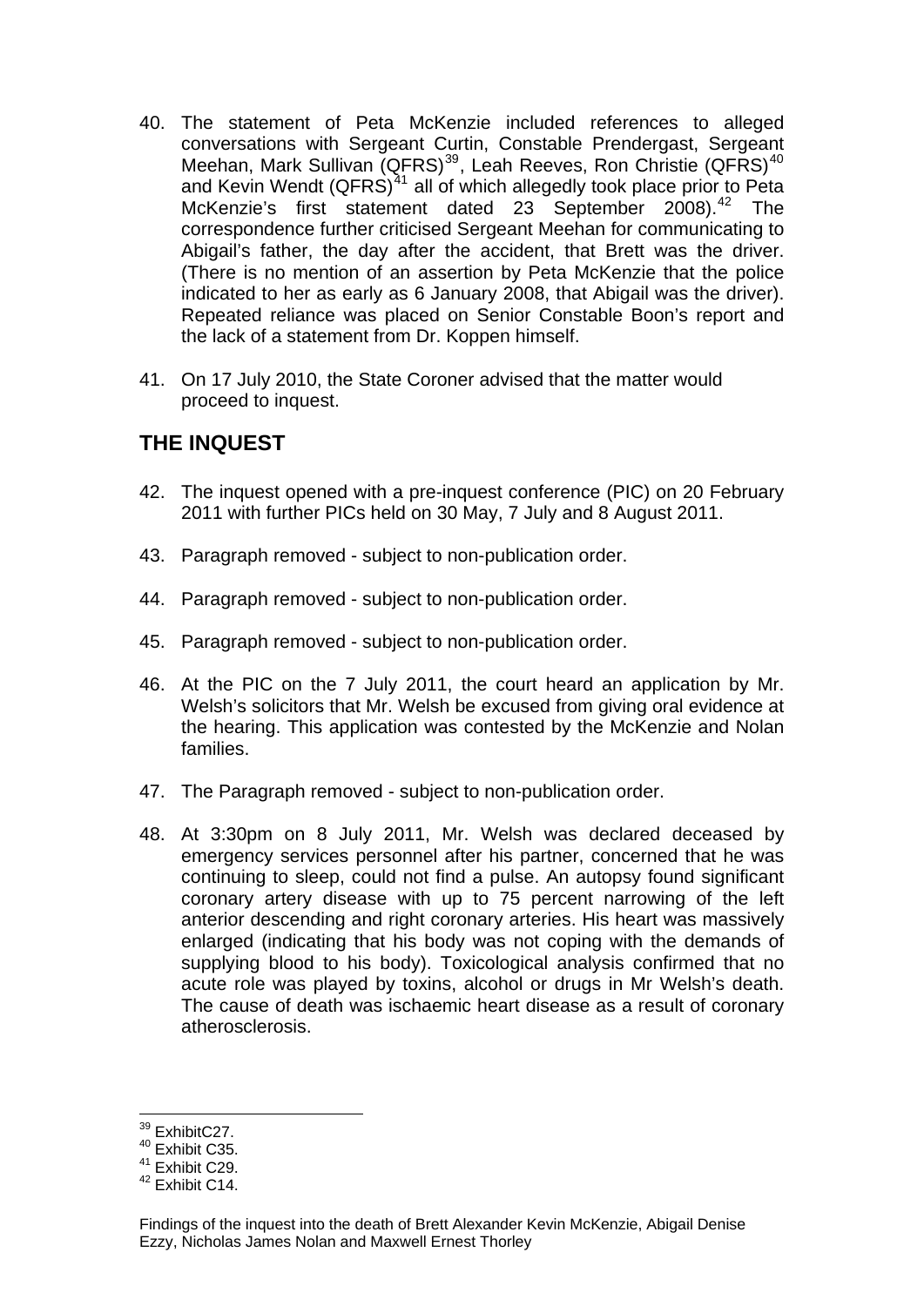40. The statement of Peta McKenzie included references to alleged conversations with Sergeant Curtin, Constable Prendergast, Sergeant Meehan, Mark Sullivan (QFRS)[39], Leah Reeves, Ron Christie (QFRS)[40] and Kevin Wendt (QFRS)[41] all of which allegedly took place prior to Peta McKenzie's first statement dated 23 September 2008).[42] The correspondence further criticised Sergeant Meehan for communicating to Abigail's father, the day after the accident, that Brett was the driver. (There is no mention of an assertion by Peta McKenzie that the police indicated to her as early as 6 January 2008, that Abigail was the driver). Repeated reliance was placed on Senior Constable Boon's report and the lack of a statement from Dr. Koppen himself.

41. On 17 July 2010, the State Coroner advised that the matter would proceed to inquest.

## THE INQUEST

42. The inquest opened with a pre-inquest conference (PIC) on 20 February 2011 with further PICs held on 30 May, 7 July and 8 August 2011.

43. Paragraph removed - subject to non-publication order.

44. Paragraph removed - subject to non-publication order.

45. Paragraph removed - subject to non-publication order.

46. At the PIC on the 7 July 2011, the court heard an application by Mr. Welsh's solicitors that Mr. Welsh be excused from giving oral evidence at the hearing. This application was contested by the McKenzie and Nolan families.

47. The Paragraph removed - subject to non-publication order.

48. At 3:30pm on 8 July 2011, Mr. Welsh was declared deceased by emergency services personnel after his partner, concerned that he was continuing to sleep, could not find a pulse. An autopsy found significant coronary artery disease with up to 75 percent narrowing of the left anterior descending and right coronary arteries. His heart was massively enlarged (indicating that his body was not coping with the demands of supplying blood to his body). Toxicological analysis confirmed that no acute role was played by toxins, alcohol or drugs in Mr Welsh's death. The cause of death was ischaemic heart disease as a result of coronary atherosclerosis.

---

[39] ExhibitC27.
[40] Exhibit C35.
[41] Exhibit C29.
[42] Exhibit C14.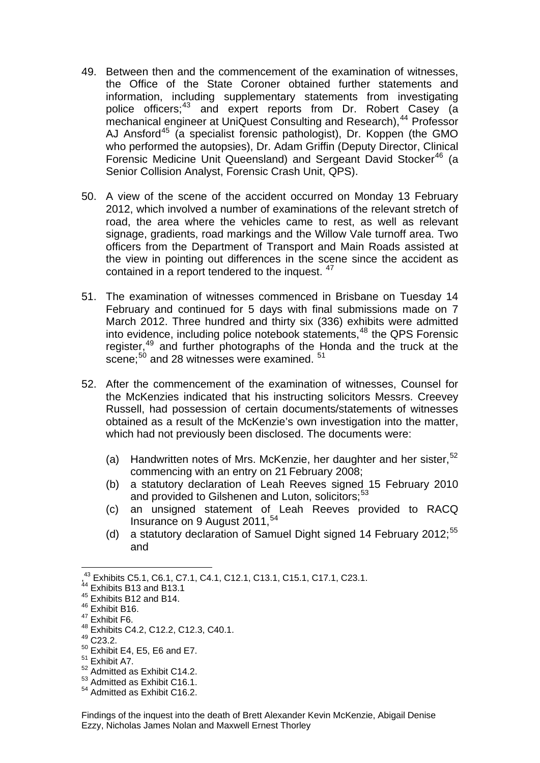49. Between then and the commencement of the examination of witnesses, the Office of the State Coroner obtained further statements and information, including supplementary statements from investigating police officers;[43] and expert reports from Dr. Robert Casey (a mechanical engineer at UniQuest Consulting and Research),[44] Professor AJ Ansford[45] (a specialist forensic pathologist), Dr. Koppen (the GMO who performed the autopsies), Dr. Adam Griffin (Deputy Director, Clinical Forensic Medicine Unit Queensland) and Sergeant David Stocker[46] (a Senior Collision Analyst, Forensic Crash Unit, QPS).

50. A view of the scene of the accident occurred on Monday 13 February 2012, which involved a number of examinations of the relevant stretch of road, the area where the vehicles came to rest, as well as relevant signage, gradients, road markings and the Willow Vale turnoff area. Two officers from the Department of Transport and Main Roads assisted at the view in pointing out differences in the scene since the accident as contained in a report tendered to the inquest.[47]

51. The examination of witnesses commenced in Brisbane on Tuesday 14 February and continued for 5 days with final submissions made on 7 March 2012. Three hundred and thirty six (336) exhibits were admitted into evidence, including police notebook statements,[48] the QPS Forensic register,[49] and further photographs of the Honda and the truck at the scene;[50] and 28 witnesses were examined.[51]

52. After the commencement of the examination of witnesses, Counsel for the McKenzies indicated that his instructing solicitors Messrs. Creevey Russell, had possession of certain documents/statements of witnesses obtained as a result of the McKenzie's own investigation into the matter, which had not previously been disclosed. The documents were:

    (a) Handwritten notes of Mrs. McKenzie, her daughter and her sister,[52] commencing with an entry on 21 February 2008;
    (b) a statutory declaration of Leah Reeves signed 15 February 2010 and provided to Gilshenen and Luton, solicitors;[53]
    (c) an unsigned statement of Leah Reeves provided to RACQ Insurance on 9 August 2011,[54]
    (d) a statutory declaration of Samuel Dight signed 14 February 2012;[55] and

---

[43] Exhibits C5.1, C6.1, C7.1, C4.1, C12.1, C13.1, C15.1, C17.1, C23.1.
[44] Exhibits B13 and B13.1
[45] Exhibits B12 and B14.
[46] Exhibit B16.
[47] Exhibit F6.
[48] Exhibits C4.2, C12.2, C12.3, C40.1.
[49] C23.2.
[50] Exhibit E4, E5, E6 and E7.
[51] Exhibit A7.
[52] Admitted as Exhibit C14.2.
[53] Admitted as Exhibit C16.1.
[54] Admitted as Exhibit C16.2.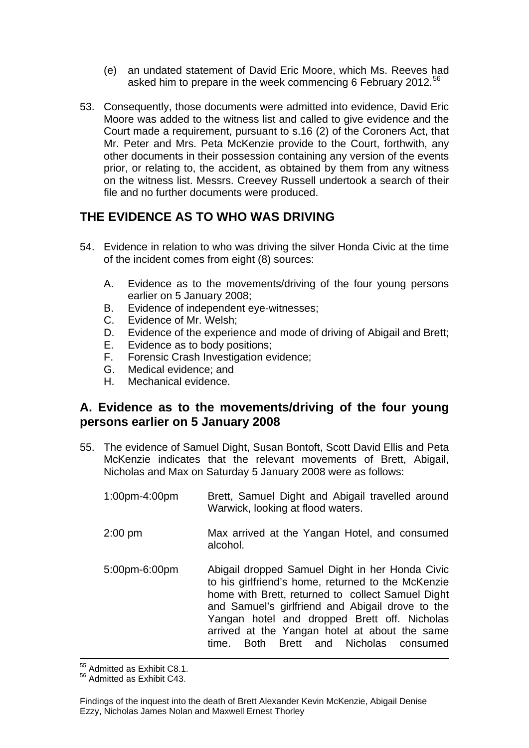(e) an undated statement of David Eric Moore, which Ms. Reeves had asked him to prepare in the week commencing 6 February 2012.[56]

53. Consequently, those documents were admitted into evidence, David Eric Moore was added to the witness list and called to give evidence and the Court made a requirement, pursuant to s.16 (2) of the Coroners Act, that Mr. Peter and Mrs. Peta McKenzie provide to the Court, forthwith, any other documents in their possession containing any version of the events prior, or relating to, the accident, as obtained by them from any witness on the witness list. Messrs. Creevey Russell undertook a search of their file and no further documents were produced.

## THE EVIDENCE AS TO WHO WAS DRIVING

54. Evidence in relation to who was driving the silver Honda Civic at the time of the incident comes from eight (8) sources:

    A. Evidence as to the movements/driving of the four young persons earlier on 5 January 2008;
    B. Evidence of independent eye-witnesses;
    C. Evidence of Mr. Welsh;
    D. Evidence of the experience and mode of driving of Abigail and Brett;
    E. Evidence as to body positions;
    F. Forensic Crash Investigation evidence;
    G. Medical evidence; and
    H. Mechanical evidence.

### A. Evidence as to the movements/driving of the four young persons earlier on 5 January 2008

55. The evidence of Samuel Dight, Susan Bontoft, Scott David Ellis and Peta McKenzie indicates that the relevant movements of Brett, Abigail, Nicholas and Max on Saturday 5 January 2008 were as follows:

| | |
|---|---|
| 1:00pm-4:00pm | Brett, Samuel Dight and Abigail travelled around Warwick, looking at flood waters. |
| 2:00 pm | Max arrived at the Yangan Hotel, and consumed alcohol. |
| 5:00pm-6:00pm | Abigail dropped Samuel Dight in her Honda Civic to his girlfriend's home, returned to the McKenzie home with Brett, returned to collect Samuel Dight and Samuel's girlfriend and Abigail drove to the Yangan hotel and dropped Brett off. Nicholas arrived at the Yangan hotel at about the same time. Both Brett and Nicholas consumed |

---

[55] Admitted as Exhibit C8.1.

[56] Admitted as Exhibit C43.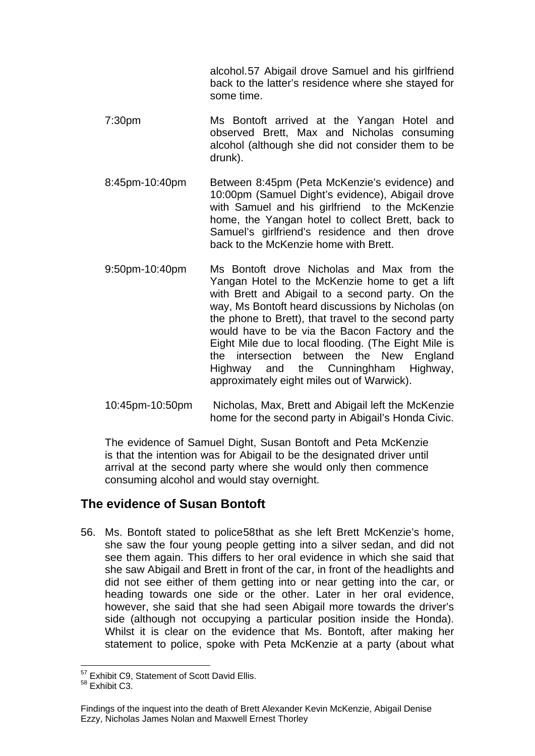alcohol.[57] Abigail drove Samuel and his girlfriend back to the latter's residence where she stayed for some time.

| | |
|---|---|
| 7:30pm | Ms Bontoft arrived at the Yangan Hotel and observed Brett, Max and Nicholas consuming alcohol (although she did not consider them to be drunk). |
| 8:45pm-10:40pm | Between 8:45pm (Peta McKenzie's evidence) and 10:00pm (Samuel Dight's evidence), Abigail drove with Samuel and his girlfriend to the McKenzie home, the Yangan hotel to collect Brett, back to Samuel's girlfriend's residence and then drove back to the McKenzie home with Brett. |
| 9:50pm-10:40pm | Ms Bontoft drove Nicholas and Max from the Yangan Hotel to the McKenzie home to get a lift with Brett and Abigail to a second party. On the way, Ms Bontoft heard discussions by Nicholas (on the phone to Brett), that travel to the second party would have to be via the Bacon Factory and the Eight Mile due to local flooding. (The Eight Mile is the intersection between the New England Highway and the Cunninghham Highway, approximately eight miles out of Warwick). |
| 10:45pm-10:50pm | Nicholas, Max, Brett and Abigail left the McKenzie home for the second party in Abigail's Honda Civic. |

The evidence of Samuel Dight, Susan Bontoft and Peta McKenzie is that the intention was for Abigail to be the designated driver until arrival at the second party where she would only then commence consuming alcohol and would stay overnight.

## The evidence of Susan Bontoft

56. Ms. Bontoft stated to police[58]that as she left Brett McKenzie's home, she saw the four young people getting into a silver sedan, and did not see them again. This differs to her oral evidence in which she said that she saw Abigail and Brett in front of the car, in front of the headlights and did not see either of them getting into or near getting into the car, or heading towards one side or the other. Later in her oral evidence, however, she said that she had seen Abigail more towards the driver's side (although not occupying a particular position inside the Honda). Whilst it is clear on the evidence that Ms. Bontoft, after making her statement to police, spoke with Peta McKenzie at a party (about what

[57] Exhibit C9, Statement of Scott David Ellis.
[58] Exhibit C3.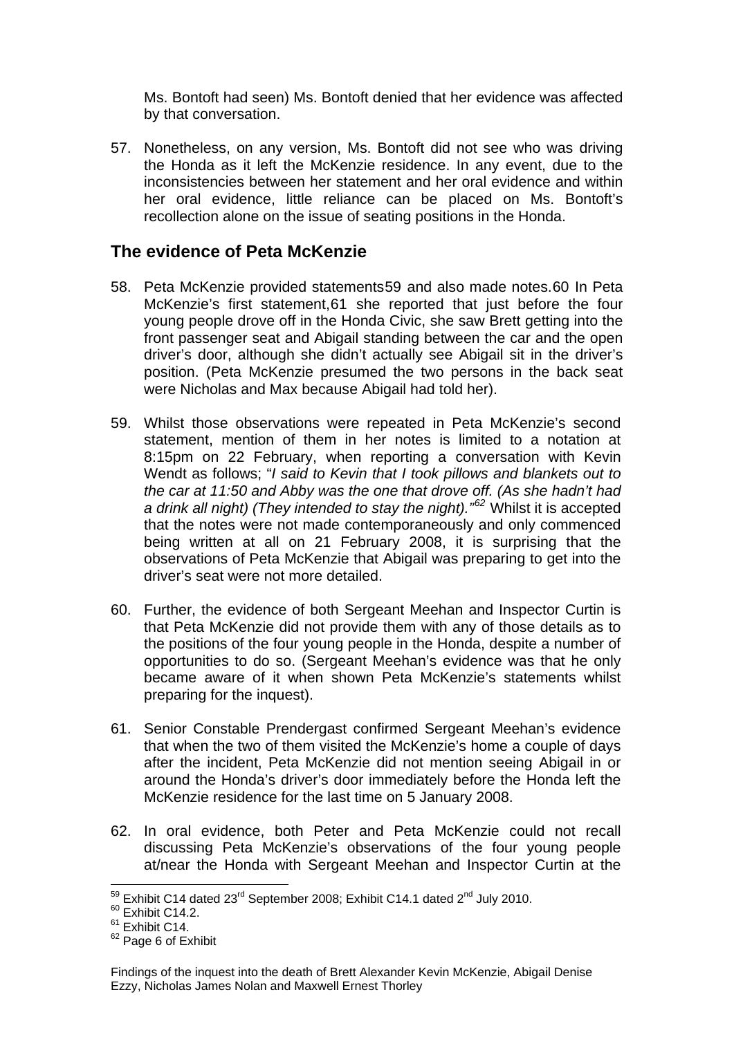Ms. Bontoft had seen) Ms. Bontoft denied that her evidence was affected by that conversation.

57. Nonetheless, on any version, Ms. Bontoft did not see who was driving the Honda as it left the McKenzie residence. In any event, due to the inconsistencies between her statement and her oral evidence and within her oral evidence, little reliance can be placed on Ms. Bontoft's recollection alone on the issue of seating positions in the Honda.

## The evidence of Peta McKenzie

58. Peta McKenzie provided statements[59] and also made notes.[60] In Peta McKenzie's first statement,[61] she reported that just before the four young people drove off in the Honda Civic, she saw Brett getting into the front passenger seat and Abigail standing between the car and the open driver's door, although she didn't actually see Abigail sit in the driver's position. (Peta McKenzie presumed the two persons in the back seat were Nicholas and Max because Abigail had told her).

59. Whilst those observations were repeated in Peta McKenzie's second statement, mention of them in her notes is limited to a notation at 8:15pm on 22 February, when reporting a conversation with Kevin Wendt as follows; "*I said to Kevin that I took pillows and blankets out to the car at 11:50 and Abby was the one that drove off. (As she hadn't had a drink all night) (They intended to stay the night).*"[62] Whilst it is accepted that the notes were not made contemporaneously and only commenced being written at all on 21 February 2008, it is surprising that the observations of Peta McKenzie that Abigail was preparing to get into the driver's seat were not more detailed.

60. Further, the evidence of both Sergeant Meehan and Inspector Curtin is that Peta McKenzie did not provide them with any of those details as to the positions of the four young people in the Honda, despite a number of opportunities to do so. (Sergeant Meehan's evidence was that he only became aware of it when shown Peta McKenzie's statements whilst preparing for the inquest).

61. Senior Constable Prendergast confirmed Sergeant Meehan's evidence that when the two of them visited the McKenzie's home a couple of days after the incident, Peta McKenzie did not mention seeing Abigail in or around the Honda's driver's door immediately before the Honda left the McKenzie residence for the last time on 5 January 2008.

62. In oral evidence, both Peter and Peta McKenzie could not recall discussing Peta McKenzie's observations of the four young people at/near the Honda with Sergeant Meehan and Inspector Curtin at the

---

[59] Exhibit C14 dated 23rd September 2008; Exhibit C14.1 dated 2nd July 2010.
[60] Exhibit C14.2.
[61] Exhibit C14.
[62] Page 6 of Exhibit

Findings of the inquest into the death of Brett Alexander Kevin McKenzie, Abigail Denise Ezzy, Nicholas James Nolan and Maxwell Ernest Thorley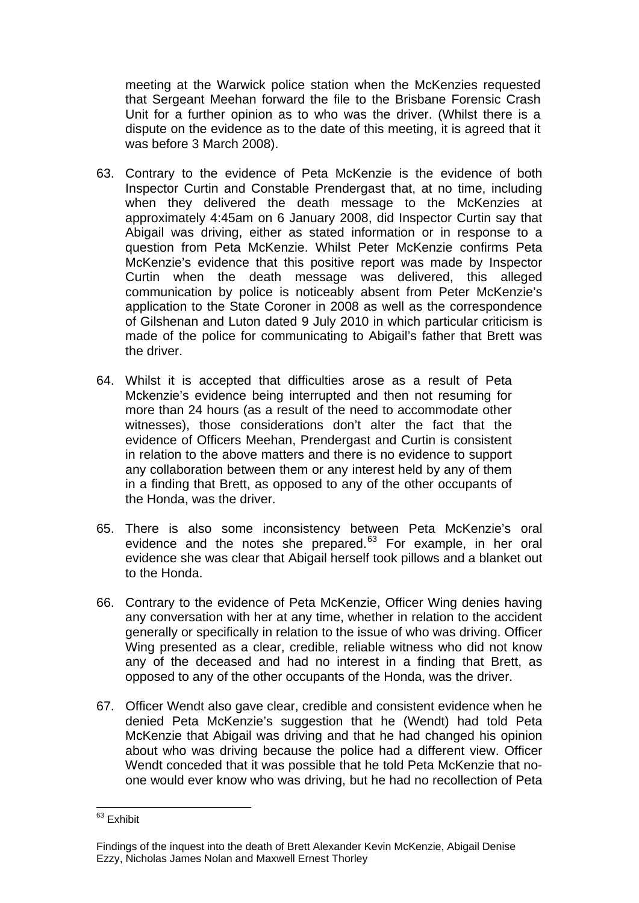meeting at the Warwick police station when the McKenzies requested that Sergeant Meehan forward the file to the Brisbane Forensic Crash Unit for a further opinion as to who was the driver. (Whilst there is a dispute on the evidence as to the date of this meeting, it is agreed that it was before 3 March 2008).

63. Contrary to the evidence of Peta McKenzie is the evidence of both Inspector Curtin and Constable Prendergast that, at no time, including when they delivered the death message to the McKenzies at approximately 4:45am on 6 January 2008, did Inspector Curtin say that Abigail was driving, either as stated information or in response to a question from Peta McKenzie. Whilst Peter McKenzie confirms Peta McKenzie's evidence that this positive report was made by Inspector Curtin when the death message was delivered, this alleged communication by police is noticeably absent from Peter McKenzie's application to the State Coroner in 2008 as well as the correspondence of Gilshenan and Luton dated 9 July 2010 in which particular criticism is made of the police for communicating to Abigail's father that Brett was the driver.

64. Whilst it is accepted that difficulties arose as a result of Peta Mckenzie's evidence being interrupted and then not resuming for more than 24 hours (as a result of the need to accommodate other witnesses), those considerations don't alter the fact that the evidence of Officers Meehan, Prendergast and Curtin is consistent in relation to the above matters and there is no evidence to support any collaboration between them or any interest held by any of them in a finding that Brett, as opposed to any of the other occupants of the Honda, was the driver.

65. There is also some inconsistency between Peta McKenzie's oral evidence and the notes she prepared.[63] For example, in her oral evidence she was clear that Abigail herself took pillows and a blanket out to the Honda.

66. Contrary to the evidence of Peta McKenzie, Officer Wing denies having any conversation with her at any time, whether in relation to the accident generally or specifically in relation to the issue of who was driving. Officer Wing presented as a clear, credible, reliable witness who did not know any of the deceased and had no interest in a finding that Brett, as opposed to any of the other occupants of the Honda, was the driver.

67. Officer Wendt also gave clear, credible and consistent evidence when he denied Peta McKenzie's suggestion that he (Wendt) had told Peta McKenzie that Abigail was driving and that he had changed his opinion about who was driving because the police had a different view. Officer Wendt conceded that it was possible that he told Peta McKenzie that no-one would ever know who was driving, but he had no recollection of Peta

---

[63] Exhibit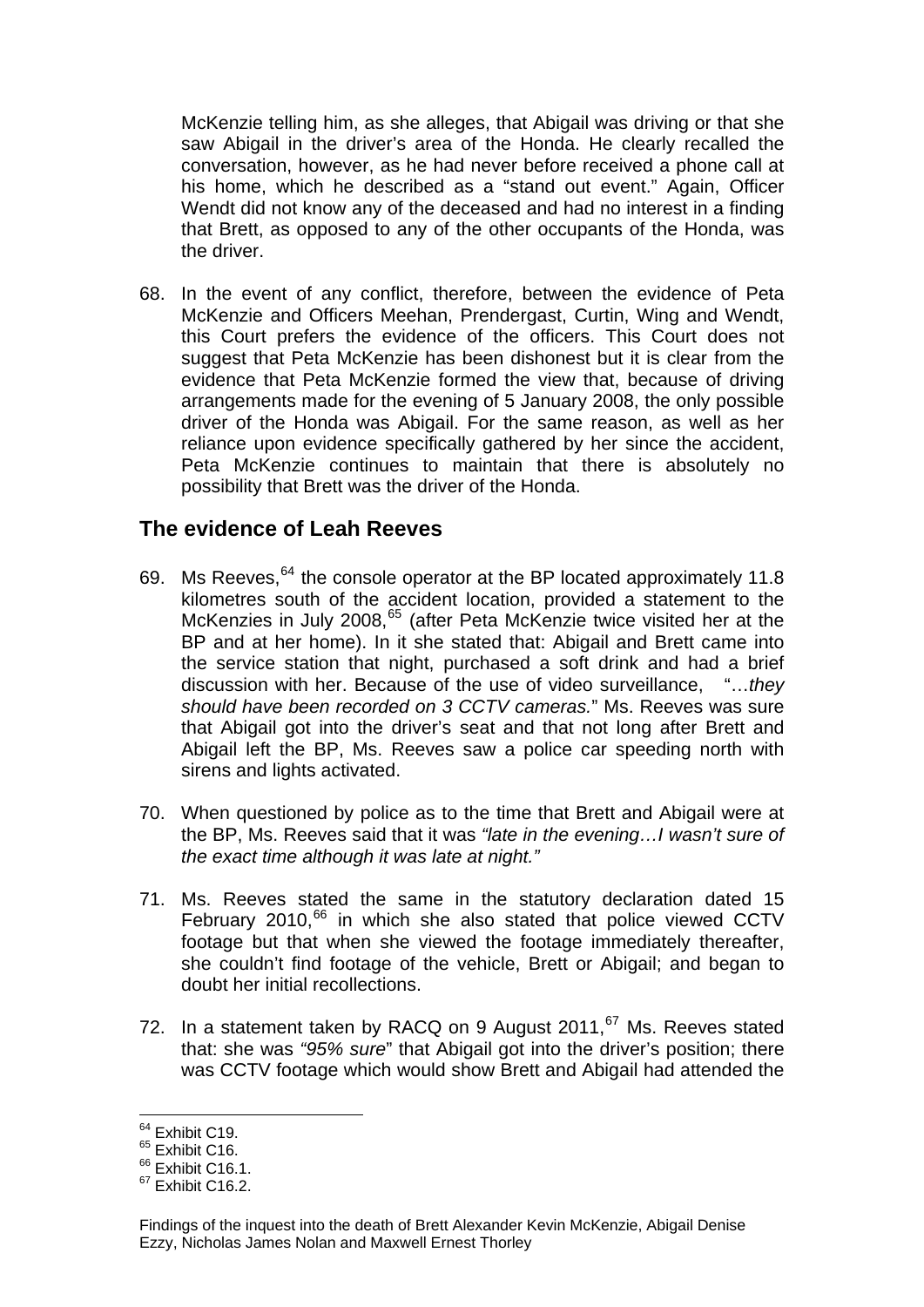McKenzie telling him, as she alleges, that Abigail was driving or that she saw Abigail in the driver's area of the Honda. He clearly recalled the conversation, however, as he had never before received a phone call at his home, which he described as a "stand out event." Again, Officer Wendt did not know any of the deceased and had no interest in a finding that Brett, as opposed to any of the other occupants of the Honda, was the driver.

68. In the event of any conflict, therefore, between the evidence of Peta McKenzie and Officers Meehan, Prendergast, Curtin, Wing and Wendt, this Court prefers the evidence of the officers. This Court does not suggest that Peta McKenzie has been dishonest but it is clear from the evidence that Peta McKenzie formed the view that, because of driving arrangements made for the evening of 5 January 2008, the only possible driver of the Honda was Abigail. For the same reason, as well as her reliance upon evidence specifically gathered by her since the accident, Peta McKenzie continues to maintain that there is absolutely no possibility that Brett was the driver of the Honda.

## The evidence of Leah Reeves

69. Ms Reeves,[64] the console operator at the BP located approximately 11.8 kilometres south of the accident location, provided a statement to the McKenzies in July 2008,[65] (after Peta McKenzie twice visited her at the BP and at her home). In it she stated that: Abigail and Brett came into the service station that night, purchased a soft drink and had a brief discussion with her. Because of the use of video surveillance, "…*they should have been recorded on 3 CCTV cameras.*" Ms. Reeves was sure that Abigail got into the driver's seat and that not long after Brett and Abigail left the BP, Ms. Reeves saw a police car speeding north with sirens and lights activated.

70. When questioned by police as to the time that Brett and Abigail were at the BP, Ms. Reeves said that it was *"late in the evening…I wasn't sure of the exact time although it was late at night."*

71. Ms. Reeves stated the same in the statutory declaration dated 15 February 2010,[66] in which she also stated that police viewed CCTV footage but that when she viewed the footage immediately thereafter, she couldn't find footage of the vehicle, Brett or Abigail; and began to doubt her initial recollections.

72. In a statement taken by RACQ on 9 August 2011,[67] Ms. Reeves stated that: she was *"95% sure*" that Abigail got into the driver's position; there was CCTV footage which would show Brett and Abigail had attended the

---

[64] Exhibit C19.
[65] Exhibit C16.
[66] Exhibit C16.1.
[67] Exhibit C16.2.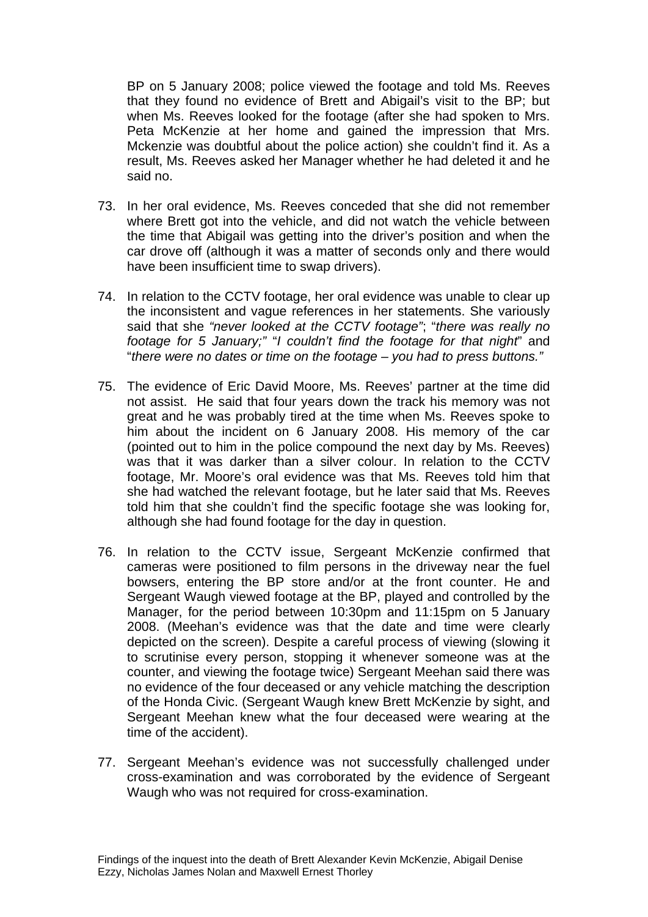BP on 5 January 2008; police viewed the footage and told Ms. Reeves that they found no evidence of Brett and Abigail's visit to the BP; but when Ms. Reeves looked for the footage (after she had spoken to Mrs. Peta McKenzie at her home and gained the impression that Mrs. Mckenzie was doubtful about the police action) she couldn't find it. As a result, Ms. Reeves asked her Manager whether he had deleted it and he said no.

73. In her oral evidence, Ms. Reeves conceded that she did not remember where Brett got into the vehicle, and did not watch the vehicle between the time that Abigail was getting into the driver's position and when the car drove off (although it was a matter of seconds only and there would have been insufficient time to swap drivers).

74. In relation to the CCTV footage, her oral evidence was unable to clear up the inconsistent and vague references in her statements. She variously said that she *"never looked at the CCTV footage"*; "*there was really no footage for 5 January;*" "*I couldn't find the footage for that night*" and "*there were no dates or time on the footage – you had to press buttons.*"

75. The evidence of Eric David Moore, Ms. Reeves' partner at the time did not assist. He said that four years down the track his memory was not great and he was probably tired at the time when Ms. Reeves spoke to him about the incident on 6 January 2008. His memory of the car (pointed out to him in the police compound the next day by Ms. Reeves) was that it was darker than a silver colour. In relation to the CCTV footage, Mr. Moore's oral evidence was that Ms. Reeves told him that she had watched the relevant footage, but he later said that Ms. Reeves told him that she couldn't find the specific footage she was looking for, although she had found footage for the day in question.

76. In relation to the CCTV issue, Sergeant McKenzie confirmed that cameras were positioned to film persons in the driveway near the fuel bowsers, entering the BP store and/or at the front counter. He and Sergeant Waugh viewed footage at the BP, played and controlled by the Manager, for the period between 10:30pm and 11:15pm on 5 January 2008. (Meehan's evidence was that the date and time were clearly depicted on the screen). Despite a careful process of viewing (slowing it to scrutinise every person, stopping it whenever someone was at the counter, and viewing the footage twice) Sergeant Meehan said there was no evidence of the four deceased or any vehicle matching the description of the Honda Civic. (Sergeant Waugh knew Brett McKenzie by sight, and Sergeant Meehan knew what the four deceased were wearing at the time of the accident).

77. Sergeant Meehan's evidence was not successfully challenged under cross-examination and was corroborated by the evidence of Sergeant Waugh who was not required for cross-examination.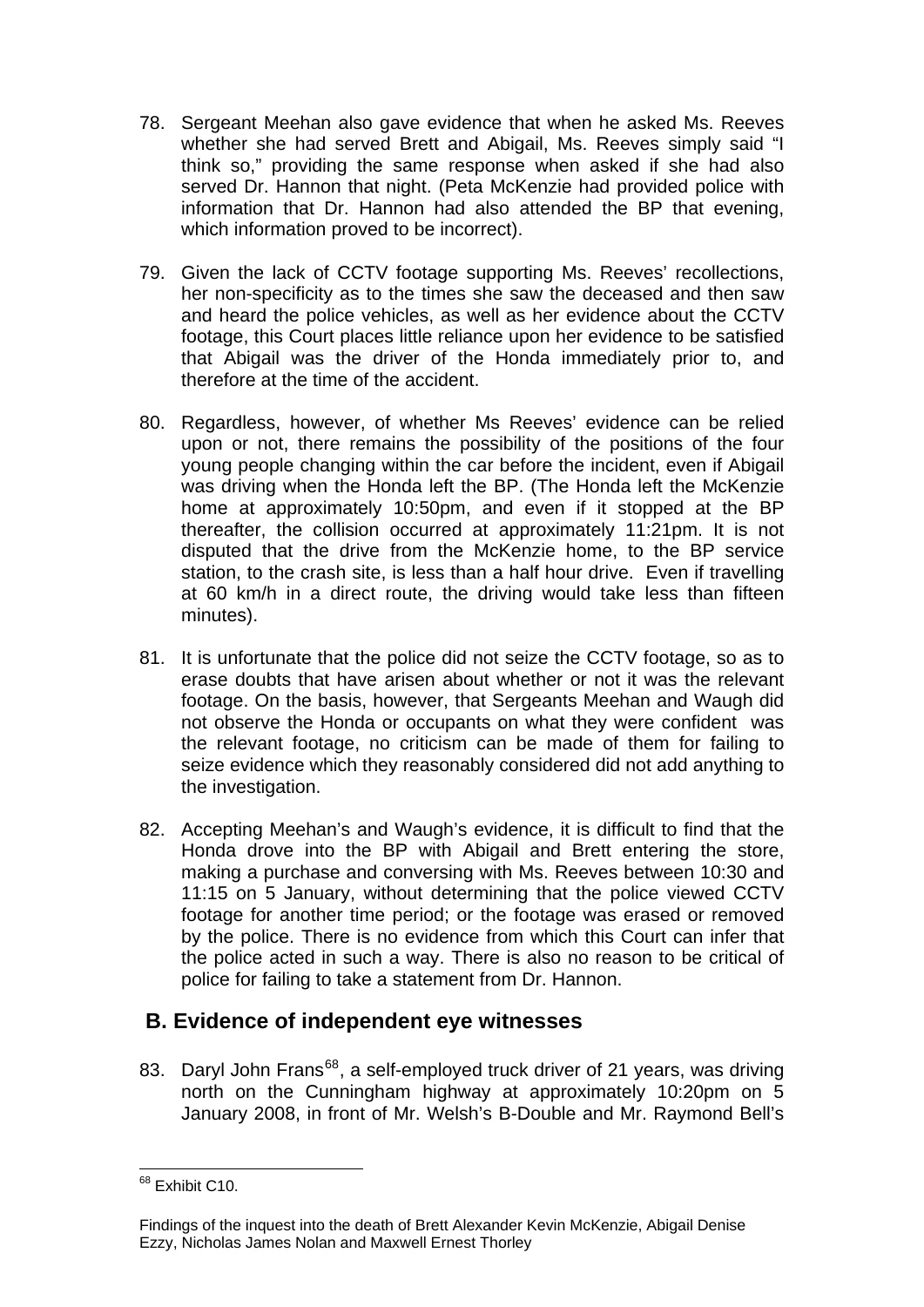78. Sergeant Meehan also gave evidence that when he asked Ms. Reeves whether she had served Brett and Abigail, Ms. Reeves simply said "I think so," providing the same response when asked if she had also served Dr. Hannon that night. (Peta McKenzie had provided police with information that Dr. Hannon had also attended the BP that evening, which information proved to be incorrect).

79. Given the lack of CCTV footage supporting Ms. Reeves' recollections, her non-specificity as to the times she saw the deceased and then saw and heard the police vehicles, as well as her evidence about the CCTV footage, this Court places little reliance upon her evidence to be satisfied that Abigail was the driver of the Honda immediately prior to, and therefore at the time of the accident.

80. Regardless, however, of whether Ms Reeves' evidence can be relied upon or not, there remains the possibility of the positions of the four young people changing within the car before the incident, even if Abigail was driving when the Honda left the BP. (The Honda left the McKenzie home at approximately 10:50pm, and even if it stopped at the BP thereafter, the collision occurred at approximately 11:21pm. It is not disputed that the drive from the McKenzie home, to the BP service station, to the crash site, is less than a half hour drive. Even if travelling at 60 km/h in a direct route, the driving would take less than fifteen minutes).

81. It is unfortunate that the police did not seize the CCTV footage, so as to erase doubts that have arisen about whether or not it was the relevant footage. On the basis, however, that Sergeants Meehan and Waugh did not observe the Honda or occupants on what they were confident was the relevant footage, no criticism can be made of them for failing to seize evidence which they reasonably considered did not add anything to the investigation.

82. Accepting Meehan's and Waugh's evidence, it is difficult to find that the Honda drove into the BP with Abigail and Brett entering the store, making a purchase and conversing with Ms. Reeves between 10:30 and 11:15 on 5 January, without determining that the police viewed CCTV footage for another time period; or the footage was erased or removed by the police. There is no evidence from which this Court can infer that the police acted in such a way. There is also no reason to be critical of police for failing to take a statement from Dr. Hannon.

## B. Evidence of independent eye witnesses

83. Daryl John Frans[68], a self-employed truck driver of 21 years, was driving north on the Cunningham highway at approximately 10:20pm on 5 January 2008, in front of Mr. Welsh's B-Double and Mr. Raymond Bell's

---

[68] Exhibit C10.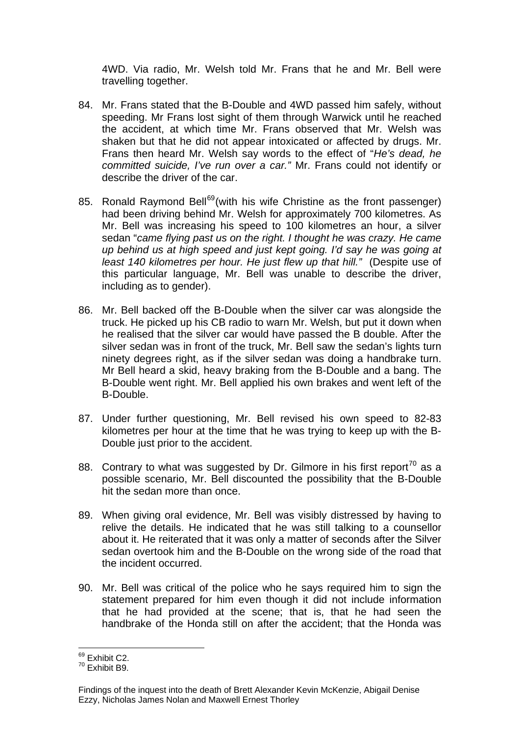4WD. Via radio, Mr. Welsh told Mr. Frans that he and Mr. Bell were travelling together.

84. Mr. Frans stated that the B-Double and 4WD passed him safely, without speeding. Mr Frans lost sight of them through Warwick until he reached the accident, at which time Mr. Frans observed that Mr. Welsh was shaken but that he did not appear intoxicated or affected by drugs. Mr. Frans then heard Mr. Welsh say words to the effect of "*He's dead, he committed suicide, I've run over a car.*" Mr. Frans could not identify or describe the driver of the car.

85. Ronald Raymond Bell[69](with his wife Christine as the front passenger) had been driving behind Mr. Welsh for approximately 700 kilometres. As Mr. Bell was increasing his speed to 100 kilometres an hour, a silver sedan "*came flying past us on the right. I thought he was crazy. He came up behind us at high speed and just kept going. I'd say he was going at least 140 kilometres per hour. He just flew up that hill.*" (Despite use of this particular language, Mr. Bell was unable to describe the driver, including as to gender).

86. Mr. Bell backed off the B-Double when the silver car was alongside the truck. He picked up his CB radio to warn Mr. Welsh, but put it down when he realised that the silver car would have passed the B double. After the silver sedan was in front of the truck, Mr. Bell saw the sedan's lights turn ninety degrees right, as if the silver sedan was doing a handbrake turn. Mr Bell heard a skid, heavy braking from the B-Double and a bang. The B-Double went right. Mr. Bell applied his own brakes and went left of the B-Double.

87. Under further questioning, Mr. Bell revised his own speed to 82-83 kilometres per hour at the time that he was trying to keep up with the B-Double just prior to the accident.

88. Contrary to what was suggested by Dr. Gilmore in his first report[70] as a possible scenario, Mr. Bell discounted the possibility that the B-Double hit the sedan more than once.

89. When giving oral evidence, Mr. Bell was visibly distressed by having to relive the details. He indicated that he was still talking to a counsellor about it. He reiterated that it was only a matter of seconds after the Silver sedan overtook him and the B-Double on the wrong side of the road that the incident occurred.

90. Mr. Bell was critical of the police who he says required him to sign the statement prepared for him even though it did not include information that he had provided at the scene; that is, that he had seen the handbrake of the Honda still on after the accident; that the Honda was

---

[69] Exhibit C2.

[70] Exhibit B9.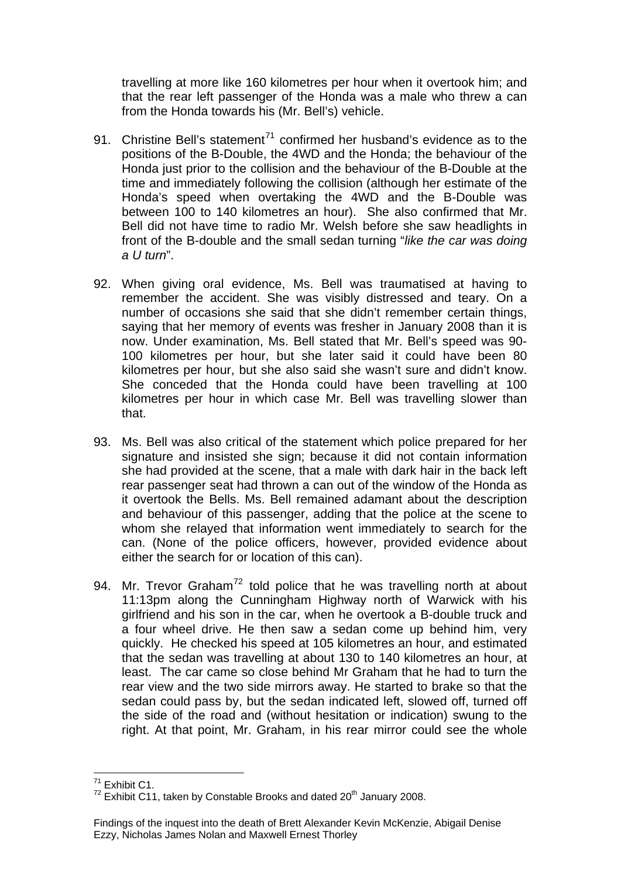travelling at more like 160 kilometres per hour when it overtook him; and that the rear left passenger of the Honda was a male who threw a can from the Honda towards his (Mr. Bell's) vehicle.

91. Christine Bell's statement[71] confirmed her husband's evidence as to the positions of the B-Double, the 4WD and the Honda; the behaviour of the Honda just prior to the collision and the behaviour of the B-Double at the time and immediately following the collision (although her estimate of the Honda's speed when overtaking the 4WD and the B-Double was between 100 to 140 kilometres an hour). She also confirmed that Mr. Bell did not have time to radio Mr. Welsh before she saw headlights in front of the B-double and the small sedan turning "*like the car was doing a U turn*".

92. When giving oral evidence, Ms. Bell was traumatised at having to remember the accident. She was visibly distressed and teary. On a number of occasions she said that she didn't remember certain things, saying that her memory of events was fresher in January 2008 than it is now. Under examination, Ms. Bell stated that Mr. Bell's speed was 90-100 kilometres per hour, but she later said it could have been 80 kilometres per hour, but she also said she wasn't sure and didn't know. She conceded that the Honda could have been travelling at 100 kilometres per hour in which case Mr. Bell was travelling slower than that.

93. Ms. Bell was also critical of the statement which police prepared for her signature and insisted she sign; because it did not contain information she had provided at the scene, that a male with dark hair in the back left rear passenger seat had thrown a can out of the window of the Honda as it overtook the Bells. Ms. Bell remained adamant about the description and behaviour of this passenger, adding that the police at the scene to whom she relayed that information went immediately to search for the can. (None of the police officers, however, provided evidence about either the search for or location of this can).

94. Mr. Trevor Graham[72] told police that he was travelling north at about 11:13pm along the Cunningham Highway north of Warwick with his girlfriend and his son in the car, when he overtook a B-double truck and a four wheel drive. He then saw a sedan come up behind him, very quickly. He checked his speed at 105 kilometres an hour, and estimated that the sedan was travelling at about 130 to 140 kilometres an hour, at least. The car came so close behind Mr Graham that he had to turn the rear view and the two side mirrors away. He started to brake so that the sedan could pass by, but the sedan indicated left, slowed off, turned off the side of the road and (without hesitation or indication) swung to the right. At that point, Mr. Graham, in his rear mirror could see the whole

---

[71] Exhibit C1.

[72] Exhibit C11, taken by Constable Brooks and dated 20th January 2008.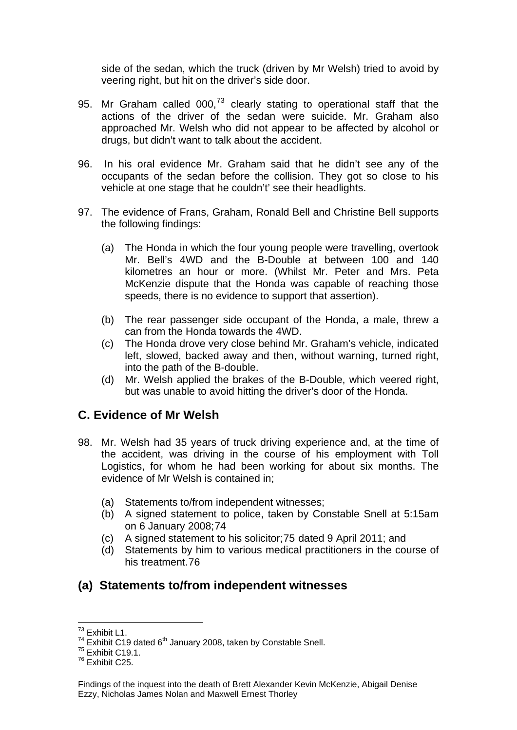side of the sedan, which the truck (driven by Mr Welsh) tried to avoid by veering right, but hit on the driver's side door.

95. Mr Graham called 000,[73] clearly stating to operational staff that the actions of the driver of the sedan were suicide. Mr. Graham also approached Mr. Welsh who did not appear to be affected by alcohol or drugs, but didn't want to talk about the accident.

96. In his oral evidence Mr. Graham said that he didn't see any of the occupants of the sedan before the collision. They got so close to his vehicle at one stage that he couldn't' see their headlights.

97. The evidence of Frans, Graham, Ronald Bell and Christine Bell supports the following findings:

   (a) The Honda in which the four young people were travelling, overtook Mr. Bell's 4WD and the B-Double at between 100 and 140 kilometres an hour or more. (Whilst Mr. Peter and Mrs. Peta McKenzie dispute that the Honda was capable of reaching those speeds, there is no evidence to support that assertion).

   (b) The rear passenger side occupant of the Honda, a male, threw a can from the Honda towards the 4WD.

   (c) The Honda drove very close behind Mr. Graham's vehicle, indicated left, slowed, backed away and then, without warning, turned right, into the path of the B-double.

   (d) Mr. Welsh applied the brakes of the B-Double, which veered right, but was unable to avoid hitting the driver's door of the Honda.

## C. Evidence of Mr Welsh

98. Mr. Welsh had 35 years of truck driving experience and, at the time of the accident, was driving in the course of his employment with Toll Logistics, for whom he had been working for about six months. The evidence of Mr Welsh is contained in;

   (a) Statements to/from independent witnesses;
   (b) A signed statement to police, taken by Constable Snell at 5:15am on 6 January 2008;74
   (c) A signed statement to his solicitor;75 dated 9 April 2011; and
   (d) Statements by him to various medical practitioners in the course of his treatment.76

## (a) Statements to/from independent witnesses

---

[73] Exhibit L1.
[74] Exhibit C19 dated 6th January 2008, taken by Constable Snell.
[75] Exhibit C19.1.
[76] Exhibit C25.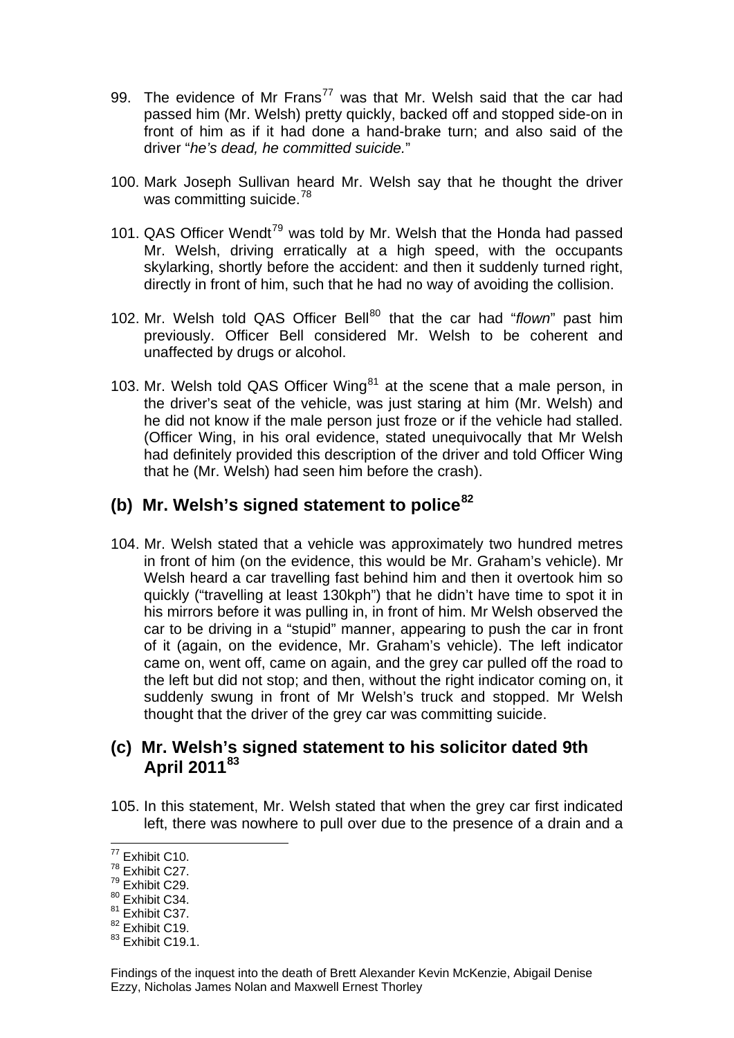99. The evidence of Mr Frans[77] was that Mr. Welsh said that the car had passed him (Mr. Welsh) pretty quickly, backed off and stopped side-on in front of him as if it had done a hand-brake turn; and also said of the driver "*he's dead, he committed suicide.*"

100. Mark Joseph Sullivan heard Mr. Welsh say that he thought the driver was committing suicide.[78]

101. QAS Officer Wendt[79] was told by Mr. Welsh that the Honda had passed Mr. Welsh, driving erratically at a high speed, with the occupants skylarking, shortly before the accident: and then it suddenly turned right, directly in front of him, such that he had no way of avoiding the collision.

102. Mr. Welsh told QAS Officer Bell[80] that the car had "*flown*" past him previously. Officer Bell considered Mr. Welsh to be coherent and unaffected by drugs or alcohol.

103. Mr. Welsh told QAS Officer Wing[81] at the scene that a male person, in the driver's seat of the vehicle, was just staring at him (Mr. Welsh) and he did not know if the male person just froze or if the vehicle had stalled. (Officer Wing, in his oral evidence, stated unequivocally that Mr Welsh had definitely provided this description of the driver and told Officer Wing that he (Mr. Welsh) had seen him before the crash).

## (b) Mr. Welsh's signed statement to police[82]

104. Mr. Welsh stated that a vehicle was approximately two hundred metres in front of him (on the evidence, this would be Mr. Graham's vehicle). Mr Welsh heard a car travelling fast behind him and then it overtook him so quickly ("travelling at least 130kph") that he didn't have time to spot it in his mirrors before it was pulling in, in front of him. Mr Welsh observed the car to be driving in a "stupid" manner, appearing to push the car in front of it (again, on the evidence, Mr. Graham's vehicle). The left indicator came on, went off, came on again, and the grey car pulled off the road to the left but did not stop; and then, without the right indicator coming on, it suddenly swung in front of Mr Welsh's truck and stopped. Mr Welsh thought that the driver of the grey car was committing suicide.

## (c) Mr. Welsh's signed statement to his solicitor dated 9th April 2011[83]

105. In this statement, Mr. Welsh stated that when the grey car first indicated left, there was nowhere to pull over due to the presence of a drain and a

---

[77] Exhibit C10.
[78] Exhibit C27.
[79] Exhibit C29.
[80] Exhibit C34.
[81] Exhibit C37.
[82] Exhibit C19.
[83] Exhibit C19.1.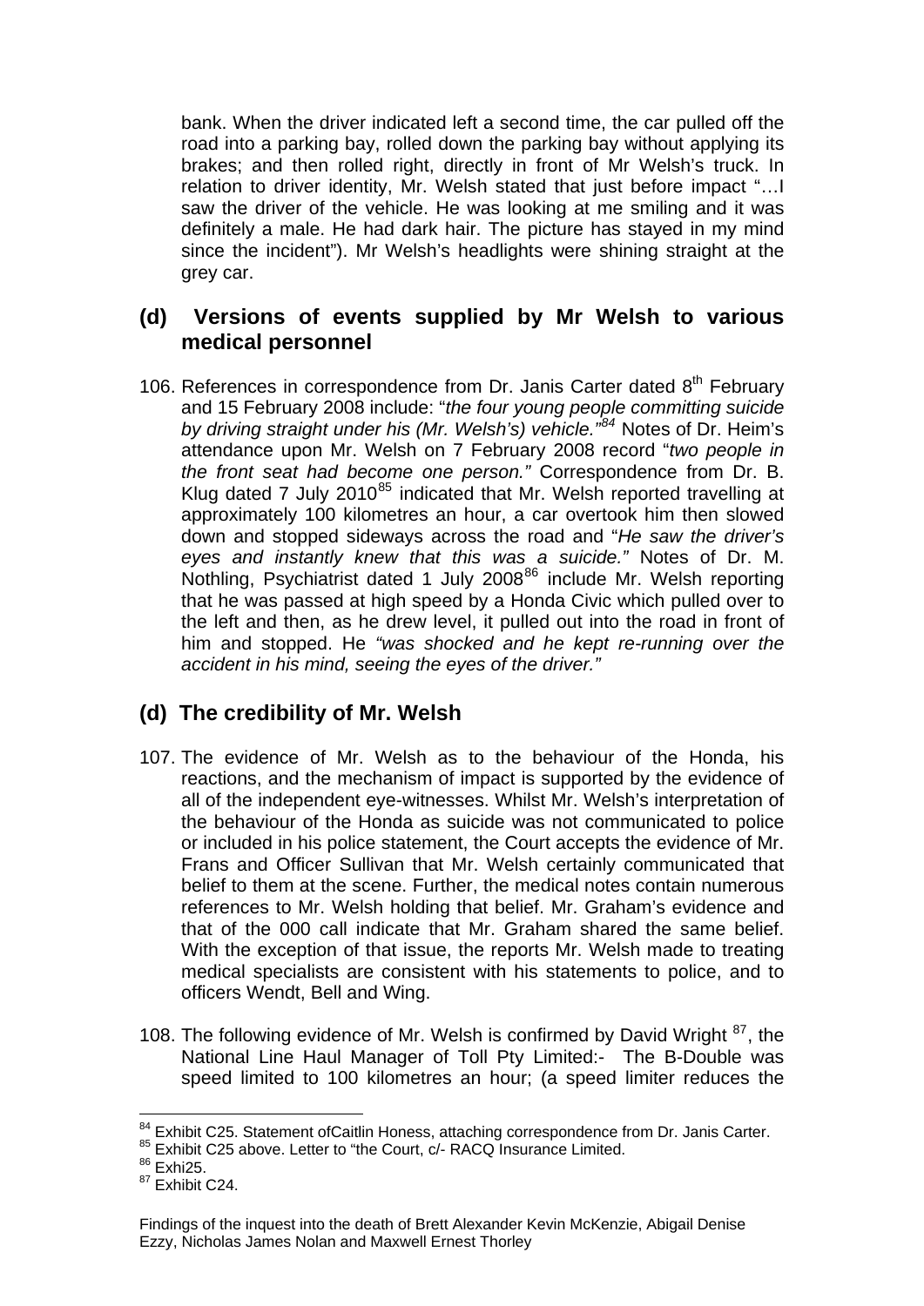bank. When the driver indicated left a second time, the car pulled off the road into a parking bay, rolled down the parking bay without applying its brakes; and then rolled right, directly in front of Mr Welsh's truck. In relation to driver identity, Mr. Welsh stated that just before impact "…I saw the driver of the vehicle. He was looking at me smiling and it was definitely a male. He had dark hair. The picture has stayed in my mind since the incident"). Mr Welsh's headlights were shining straight at the grey car.

## (d) Versions of events supplied by Mr Welsh to various medical personnel

106. References in correspondence from Dr. Janis Carter dated 8th February and 15 February 2008 include: "*the four young people committing suicide by driving straight under his (Mr. Welsh's) vehicle."*[84] Notes of Dr. Heim's attendance upon Mr. Welsh on 7 February 2008 record "*two people in the front seat had become one person."* Correspondence from Dr. B. Klug dated 7 July 2010[85] indicated that Mr. Welsh reported travelling at approximately 100 kilometres an hour, a car overtook him then slowed down and stopped sideways across the road and "*He saw the driver's eyes and instantly knew that this was a suicide."* Notes of Dr. M. Nothling, Psychiatrist dated 1 July 2008[86] include Mr. Welsh reporting that he was passed at high speed by a Honda Civic which pulled over to the left and then, as he drew level, it pulled out into the road in front of him and stopped. He *"was shocked and he kept re-running over the accident in his mind, seeing the eyes of the driver."*

## (d) The credibility of Mr. Welsh

107. The evidence of Mr. Welsh as to the behaviour of the Honda, his reactions, and the mechanism of impact is supported by the evidence of all of the independent eye-witnesses. Whilst Mr. Welsh's interpretation of the behaviour of the Honda as suicide was not communicated to police or included in his police statement, the Court accepts the evidence of Mr. Frans and Officer Sullivan that Mr. Welsh certainly communicated that belief to them at the scene. Further, the medical notes contain numerous references to Mr. Welsh holding that belief. Mr. Graham's evidence and that of the 000 call indicate that Mr. Graham shared the same belief. With the exception of that issue, the reports Mr. Welsh made to treating medical specialists are consistent with his statements to police, and to officers Wendt, Bell and Wing.

108. The following evidence of Mr. Welsh is confirmed by David Wright [87], the National Line Haul Manager of Toll Pty Limited:- The B-Double was speed limited to 100 kilometres an hour; (a speed limiter reduces the

---

[84] Exhibit C25. Statement ofCaitlin Honess, attaching correspondence from Dr. Janis Carter.

[85] Exhibit C25 above. Letter to "the Court, c/- RACQ Insurance Limited.

[86] Exhi25.

[87] Exhibit C24.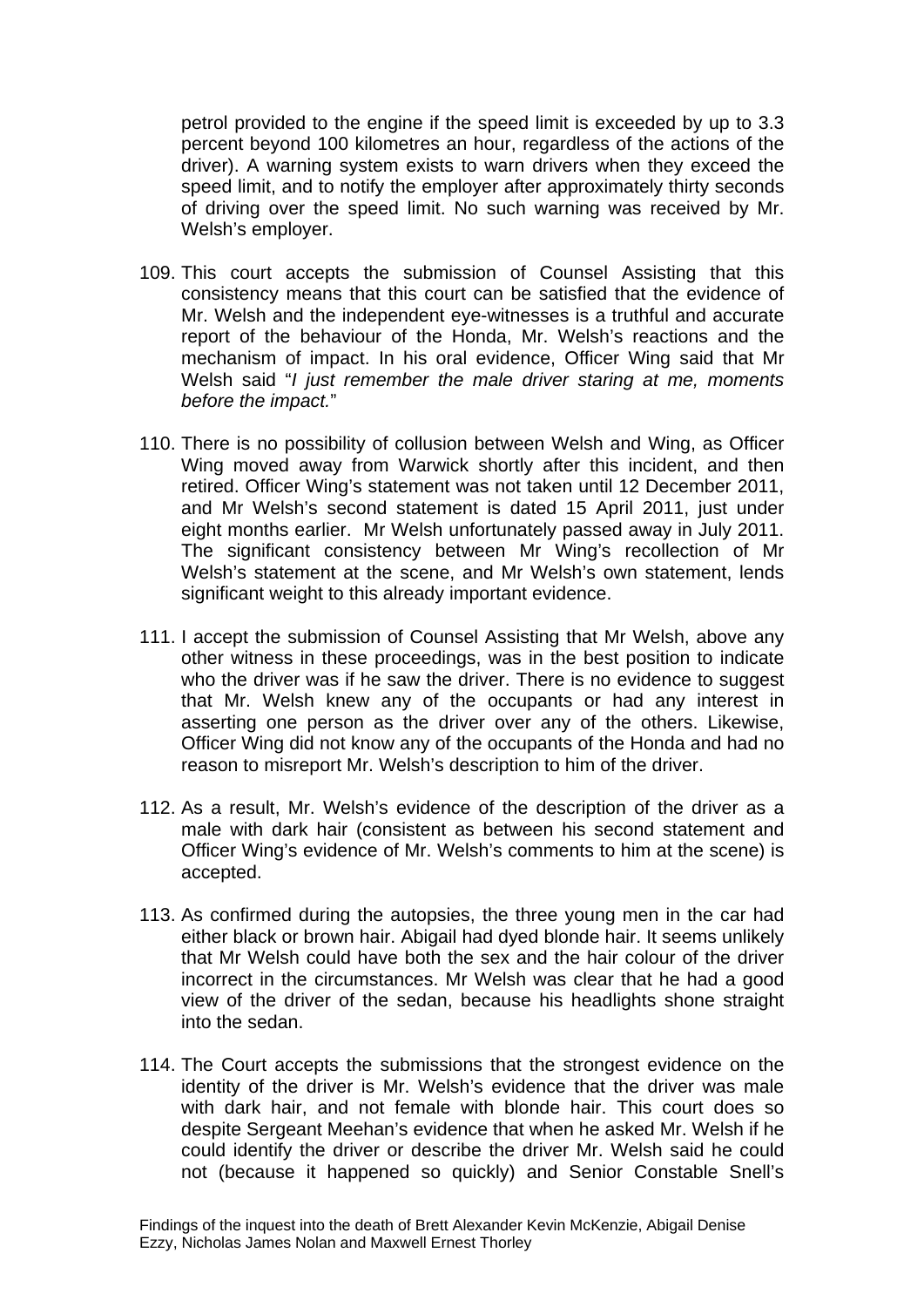petrol provided to the engine if the speed limit is exceeded by up to 3.3 percent beyond 100 kilometres an hour, regardless of the actions of the driver). A warning system exists to warn drivers when they exceed the speed limit, and to notify the employer after approximately thirty seconds of driving over the speed limit. No such warning was received by Mr. Welsh's employer.

109. This court accepts the submission of Counsel Assisting that this consistency means that this court can be satisfied that the evidence of Mr. Welsh and the independent eye-witnesses is a truthful and accurate report of the behaviour of the Honda, Mr. Welsh's reactions and the mechanism of impact. In his oral evidence, Officer Wing said that Mr Welsh said "*I just remember the male driver staring at me, moments before the impact.*"

110. There is no possibility of collusion between Welsh and Wing, as Officer Wing moved away from Warwick shortly after this incident, and then retired. Officer Wing's statement was not taken until 12 December 2011, and Mr Welsh's second statement is dated 15 April 2011, just under eight months earlier. Mr Welsh unfortunately passed away in July 2011. The significant consistency between Mr Wing's recollection of Mr Welsh's statement at the scene, and Mr Welsh's own statement, lends significant weight to this already important evidence.

111. I accept the submission of Counsel Assisting that Mr Welsh, above any other witness in these proceedings, was in the best position to indicate who the driver was if he saw the driver. There is no evidence to suggest that Mr. Welsh knew any of the occupants or had any interest in asserting one person as the driver over any of the others. Likewise, Officer Wing did not know any of the occupants of the Honda and had no reason to misreport Mr. Welsh's description to him of the driver.

112. As a result, Mr. Welsh's evidence of the description of the driver as a male with dark hair (consistent as between his second statement and Officer Wing's evidence of Mr. Welsh's comments to him at the scene) is accepted.

113. As confirmed during the autopsies, the three young men in the car had either black or brown hair. Abigail had dyed blonde hair. It seems unlikely that Mr Welsh could have both the sex and the hair colour of the driver incorrect in the circumstances. Mr Welsh was clear that he had a good view of the driver of the sedan, because his headlights shone straight into the sedan.

114. The Court accepts the submissions that the strongest evidence on the identity of the driver is Mr. Welsh's evidence that the driver was male with dark hair, and not female with blonde hair. This court does so despite Sergeant Meehan's evidence that when he asked Mr. Welsh if he could identify the driver or describe the driver Mr. Welsh said he could not (because it happened so quickly) and Senior Constable Snell's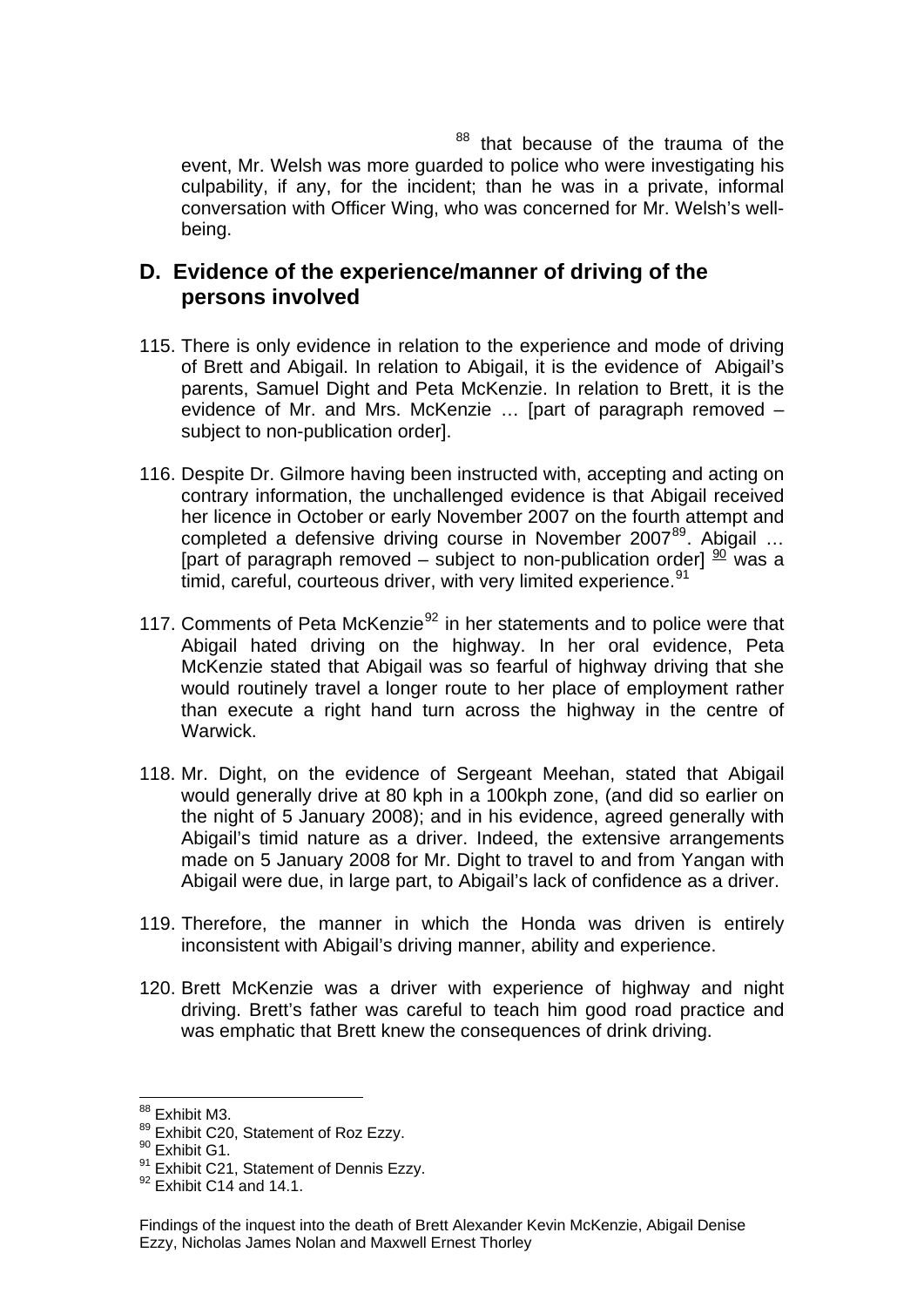[88] that because of the trauma of the event, Mr. Welsh was more guarded to police who were investigating his culpability, if any, for the incident; than he was in a private, informal conversation with Officer Wing, who was concerned for Mr. Welsh's well-being.

## D. Evidence of the experience/manner of driving of the persons involved

115. There is only evidence in relation to the experience and mode of driving of Brett and Abigail. In relation to Abigail, it is the evidence of Abigail's parents, Samuel Dight and Peta McKenzie. In relation to Brett, it is the evidence of Mr. and Mrs. McKenzie … [part of paragraph removed – subject to non-publication order].

116. Despite Dr. Gilmore having been instructed with, accepting and acting on contrary information, the unchallenged evidence is that Abigail received her licence in October or early November 2007 on the fourth attempt and completed a defensive driving course in November 2007[89]. Abigail … [part of paragraph removed – subject to non-publication order] [90] was a timid, careful, courteous driver, with very limited experience.[91]

117. Comments of Peta McKenzie[92] in her statements and to police were that Abigail hated driving on the highway. In her oral evidence, Peta McKenzie stated that Abigail was so fearful of highway driving that she would routinely travel a longer route to her place of employment rather than execute a right hand turn across the highway in the centre of Warwick.

118. Mr. Dight, on the evidence of Sergeant Meehan, stated that Abigail would generally drive at 80 kph in a 100kph zone, (and did so earlier on the night of 5 January 2008); and in his evidence, agreed generally with Abigail's timid nature as a driver. Indeed, the extensive arrangements made on 5 January 2008 for Mr. Dight to travel to and from Yangan with Abigail were due, in large part, to Abigail's lack of confidence as a driver.

119. Therefore, the manner in which the Honda was driven is entirely inconsistent with Abigail's driving manner, ability and experience.

120. Brett McKenzie was a driver with experience of highway and night driving. Brett's father was careful to teach him good road practice and was emphatic that Brett knew the consequences of drink driving.

---

[88] Exhibit M3.
[89] Exhibit C20, Statement of Roz Ezzy.
[90] Exhibit G1.
[91] Exhibit C21, Statement of Dennis Ezzy.
[92] Exhibit C14 and 14.1.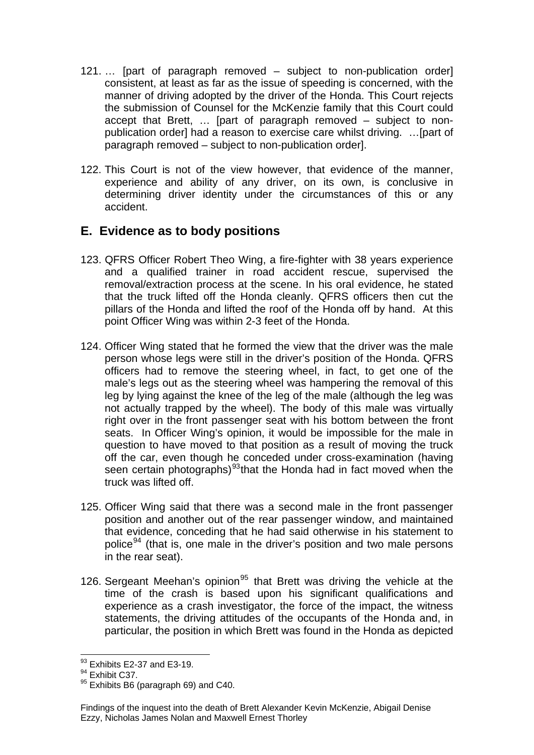121. … [part of paragraph removed – subject to non-publication order] consistent, at least as far as the issue of speeding is concerned, with the manner of driving adopted by the driver of the Honda. This Court rejects the submission of Counsel for the McKenzie family that this Court could accept that Brett, … [part of paragraph removed – subject to non-publication order] had a reason to exercise care whilst driving. …[part of paragraph removed – subject to non-publication order].

122. This Court is not of the view however, that evidence of the manner, experience and ability of any driver, on its own, is conclusive in determining driver identity under the circumstances of this or any accident.

## E. Evidence as to body positions

123. QFRS Officer Robert Theo Wing, a fire-fighter with 38 years experience and a qualified trainer in road accident rescue, supervised the removal/extraction process at the scene. In his oral evidence, he stated that the truck lifted off the Honda cleanly. QFRS officers then cut the pillars of the Honda and lifted the roof of the Honda off by hand. At this point Officer Wing was within 2-3 feet of the Honda.

124. Officer Wing stated that he formed the view that the driver was the male person whose legs were still in the driver's position of the Honda. QFRS officers had to remove the steering wheel, in fact, to get one of the male's legs out as the steering wheel was hampering the removal of this leg by lying against the knee of the leg of the male (although the leg was not actually trapped by the wheel). The body of this male was virtually right over in the front passenger seat with his bottom between the front seats. In Officer Wing's opinion, it would be impossible for the male in question to have moved to that position as a result of moving the truck off the car, even though he conceded under cross-examination (having seen certain photographs)[93] that the Honda had in fact moved when the truck was lifted off.

125. Officer Wing said that there was a second male in the front passenger position and another out of the rear passenger window, and maintained that evidence, conceding that he had said otherwise in his statement to police[94] (that is, one male in the driver's position and two male persons in the rear seat).

126. Sergeant Meehan's opinion[95] that Brett was driving the vehicle at the time of the crash is based upon his significant qualifications and experience as a crash investigator, the force of the impact, the witness statements, the driving attitudes of the occupants of the Honda and, in particular, the position in which Brett was found in the Honda as depicted

---

[93] Exhibits E2-37 and E3-19.

[94] Exhibit C37.

[95] Exhibits B6 (paragraph 69) and C40.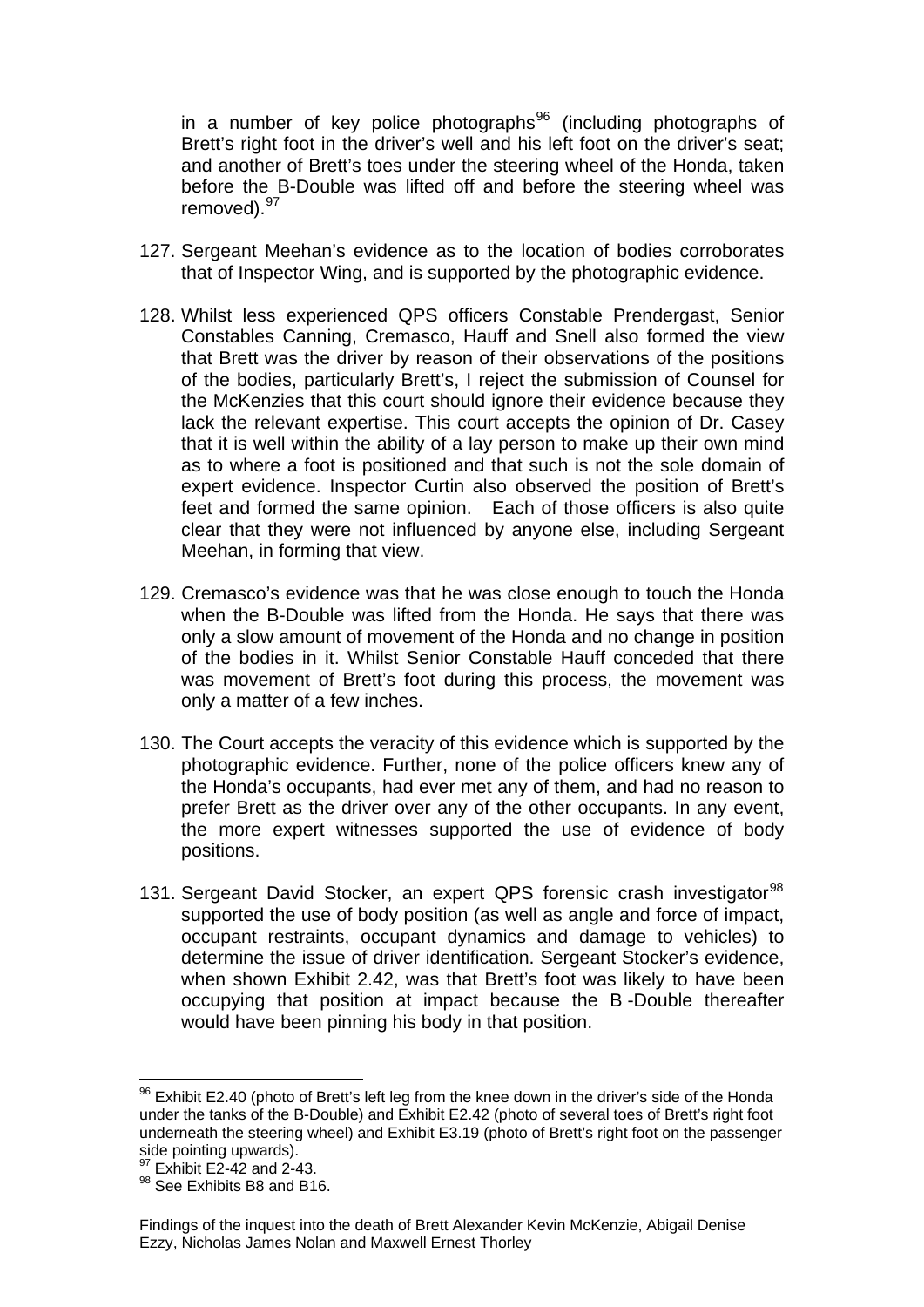in a number of key police photographs[96] (including photographs of Brett's right foot in the driver's well and his left foot on the driver's seat; and another of Brett's toes under the steering wheel of the Honda, taken before the B-Double was lifted off and before the steering wheel was removed).[97]

127. Sergeant Meehan's evidence as to the location of bodies corroborates that of Inspector Wing, and is supported by the photographic evidence.

128. Whilst less experienced QPS officers Constable Prendergast, Senior Constables Canning, Cremasco, Hauff and Snell also formed the view that Brett was the driver by reason of their observations of the positions of the bodies, particularly Brett's, I reject the submission of Counsel for the McKenzies that this court should ignore their evidence because they lack the relevant expertise. This court accepts the opinion of Dr. Casey that it is well within the ability of a lay person to make up their own mind as to where a foot is positioned and that such is not the sole domain of expert evidence. Inspector Curtin also observed the position of Brett's feet and formed the same opinion. Each of those officers is also quite clear that they were not influenced by anyone else, including Sergeant Meehan, in forming that view.

129. Cremasco's evidence was that he was close enough to touch the Honda when the B-Double was lifted from the Honda. He says that there was only a slow amount of movement of the Honda and no change in position of the bodies in it. Whilst Senior Constable Hauff conceded that there was movement of Brett's foot during this process, the movement was only a matter of a few inches.

130. The Court accepts the veracity of this evidence which is supported by the photographic evidence. Further, none of the police officers knew any of the Honda's occupants, had ever met any of them, and had no reason to prefer Brett as the driver over any of the other occupants. In any event, the more expert witnesses supported the use of evidence of body positions.

131. Sergeant David Stocker, an expert QPS forensic crash investigator[98] supported the use of body position (as well as angle and force of impact, occupant restraints, occupant dynamics and damage to vehicles) to determine the issue of driver identification. Sergeant Stocker's evidence, when shown Exhibit 2.42, was that Brett's foot was likely to have been occupying that position at impact because the B -Double thereafter would have been pinning his body in that position.

---

[96] Exhibit E2.40 (photo of Brett's left leg from the knee down in the driver's side of the Honda under the tanks of the B-Double) and Exhibit E2.42 (photo of several toes of Brett's right foot underneath the steering wheel) and Exhibit E3.19 (photo of Brett's right foot on the passenger side pointing upwards).

[97] Exhibit E2-42 and 2-43.

[98] See Exhibits B8 and B16.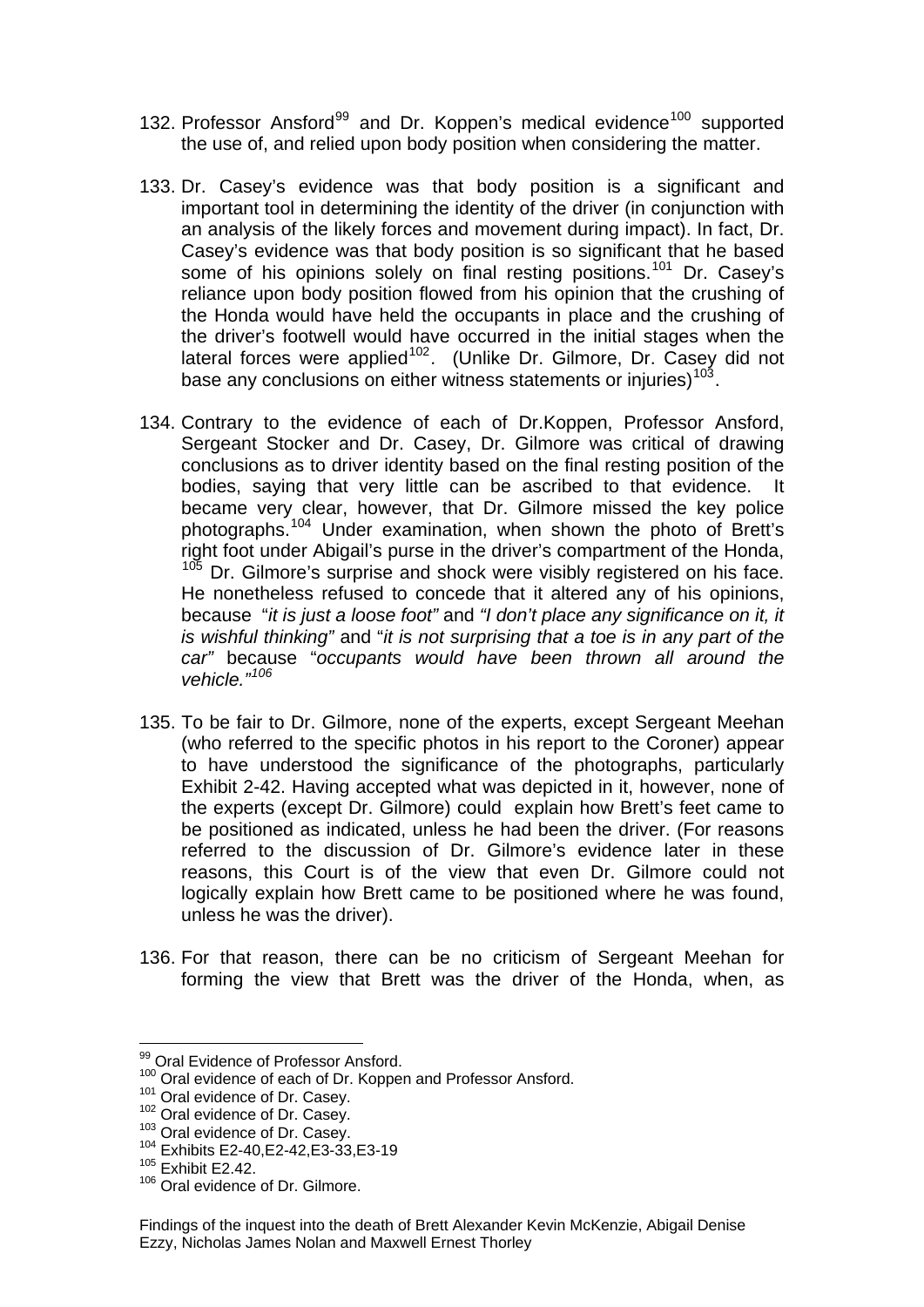132. Professor Ansford[99] and Dr. Koppen's medical evidence[100] supported the use of, and relied upon body position when considering the matter.

133. Dr. Casey's evidence was that body position is a significant and important tool in determining the identity of the driver (in conjunction with an analysis of the likely forces and movement during impact). In fact, Dr. Casey's evidence was that body position is so significant that he based some of his opinions solely on final resting positions.[101] Dr. Casey's reliance upon body position flowed from his opinion that the crushing of the Honda would have held the occupants in place and the crushing of the driver's footwell would have occurred in the initial stages when the lateral forces were applied[102]. (Unlike Dr. Gilmore, Dr. Casey did not base any conclusions on either witness statements or injuries)[103].

134. Contrary to the evidence of each of Dr.Koppen, Professor Ansford, Sergeant Stocker and Dr. Casey, Dr. Gilmore was critical of drawing conclusions as to driver identity based on the final resting position of the bodies, saying that very little can be ascribed to that evidence. It became very clear, however, that Dr. Gilmore missed the key police photographs.[104] Under examination, when shown the photo of Brett's right foot under Abigail's purse in the driver's compartment of the Honda, [105] Dr. Gilmore's surprise and shock were visibly registered on his face. He nonetheless refused to concede that it altered any of his opinions, because "*it is just a loose foot"* and *"I don't place any significance on it, it is wishful thinking"* and "*it is not surprising that a toe is in any part of the car"* because "*occupants would have been thrown all around the vehicle."*[106]

135. To be fair to Dr. Gilmore, none of the experts, except Sergeant Meehan (who referred to the specific photos in his report to the Coroner) appear to have understood the significance of the photographs, particularly Exhibit 2-42. Having accepted what was depicted in it, however, none of the experts (except Dr. Gilmore) could explain how Brett's feet came to be positioned as indicated, unless he had been the driver. (For reasons referred to the discussion of Dr. Gilmore's evidence later in these reasons, this Court is of the view that even Dr. Gilmore could not logically explain how Brett came to be positioned where he was found, unless he was the driver).

136. For that reason, there can be no criticism of Sergeant Meehan for forming the view that Brett was the driver of the Honda, when, as

---

[99] Oral Evidence of Professor Ansford.
[100] Oral evidence of each of Dr. Koppen and Professor Ansford.
[101] Oral evidence of Dr. Casey.
[102] Oral evidence of Dr. Casey.
[103] Oral evidence of Dr. Casey.
[104] Exhibits E2-40,E2-42,E3-33,E3-19
[105] Exhibit E2.42.
[106] Oral evidence of Dr. Gilmore.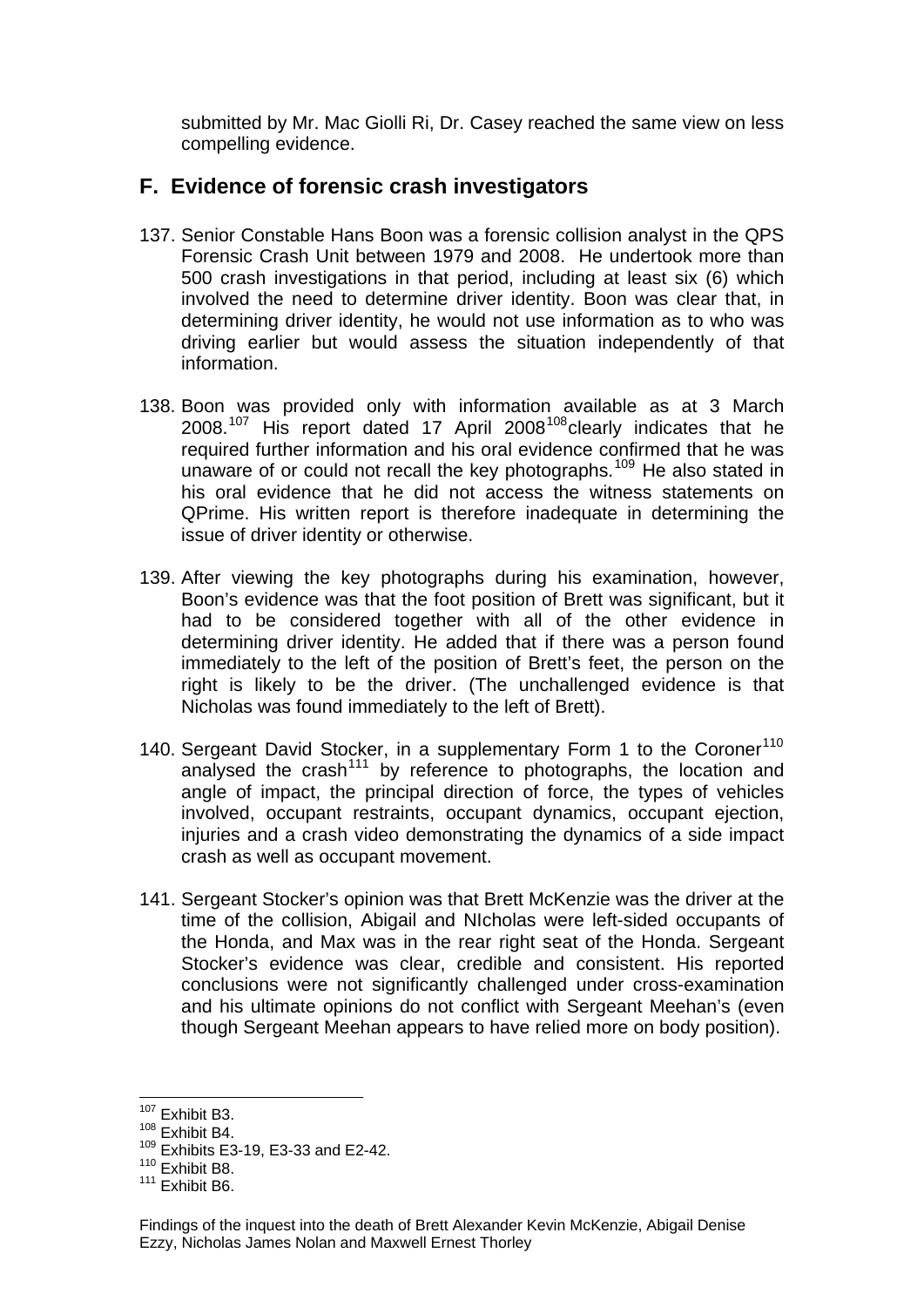submitted by Mr. Mac Giolli Ri, Dr. Casey reached the same view on less compelling evidence.

## F. Evidence of forensic crash investigators

137. Senior Constable Hans Boon was a forensic collision analyst in the QPS Forensic Crash Unit between 1979 and 2008. He undertook more than 500 crash investigations in that period, including at least six (6) which involved the need to determine driver identity. Boon was clear that, in determining driver identity, he would not use information as to who was driving earlier but would assess the situation independently of that information.

138. Boon was provided only with information available as at 3 March 2008.[107] His report dated 17 April 2008[108] clearly indicates that he required further information and his oral evidence confirmed that he was unaware of or could not recall the key photographs.[109] He also stated in his oral evidence that he did not access the witness statements on QPrime. His written report is therefore inadequate in determining the issue of driver identity or otherwise.

139. After viewing the key photographs during his examination, however, Boon's evidence was that the foot position of Brett was significant, but it had to be considered together with all of the other evidence in determining driver identity. He added that if there was a person found immediately to the left of the position of Brett's feet, the person on the right is likely to be the driver. (The unchallenged evidence is that Nicholas was found immediately to the left of Brett).

140. Sergeant David Stocker, in a supplementary Form 1 to the Coroner[110] analysed the crash[111] by reference to photographs, the location and angle of impact, the principal direction of force, the types of vehicles involved, occupant restraints, occupant dynamics, occupant ejection, injuries and a crash video demonstrating the dynamics of a side impact crash as well as occupant movement.

141. Sergeant Stocker's opinion was that Brett McKenzie was the driver at the time of the collision, Abigail and NIcholas were left-sided occupants of the Honda, and Max was in the rear right seat of the Honda. Sergeant Stocker's evidence was clear, credible and consistent. His reported conclusions were not significantly challenged under cross-examination and his ultimate opinions do not conflict with Sergeant Meehan's (even though Sergeant Meehan appears to have relied more on body position).

---

[107] Exhibit B3.
[108] Exhibit B4.
[109] Exhibits E3-19, E3-33 and E2-42.
[110] Exhibit B8.
[111] Exhibit B6.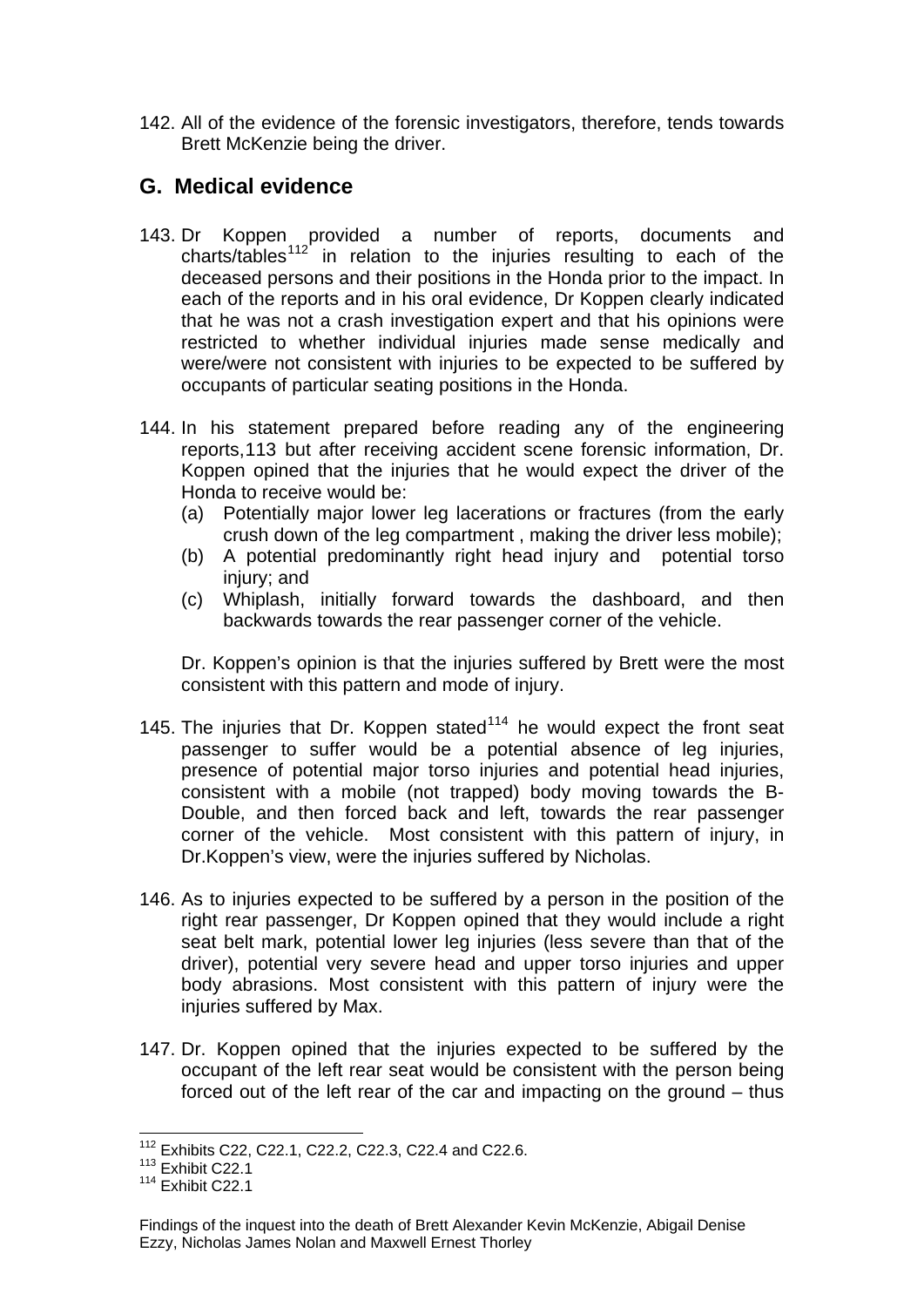142. All of the evidence of the forensic investigators, therefore, tends towards Brett McKenzie being the driver.

## G. Medical evidence

143. Dr Koppen provided a number of reports, documents and charts/tables[112] in relation to the injuries resulting to each of the deceased persons and their positions in the Honda prior to the impact. In each of the reports and in his oral evidence, Dr Koppen clearly indicated that he was not a crash investigation expert and that his opinions were restricted to whether individual injuries made sense medically and were/were not consistent with injuries to be expected to be suffered by occupants of particular seating positions in the Honda.

144. In his statement prepared before reading any of the engineering reports,113 but after receiving accident scene forensic information, Dr. Koppen opined that the injuries that he would expect the driver of the Honda to receive would be:
    (a) Potentially major lower leg lacerations or fractures (from the early crush down of the leg compartment , making the driver less mobile);
    (b) A potential predominantly right head injury and potential torso injury; and
    (c) Whiplash, initially forward towards the dashboard, and then backwards towards the rear passenger corner of the vehicle.

    Dr. Koppen's opinion is that the injuries suffered by Brett were the most consistent with this pattern and mode of injury.

145. The injuries that Dr. Koppen stated[114] he would expect the front seat passenger to suffer would be a potential absence of leg injuries, presence of potential major torso injuries and potential head injuries, consistent with a mobile (not trapped) body moving towards the B-Double, and then forced back and left, towards the rear passenger corner of the vehicle. Most consistent with this pattern of injury, in Dr.Koppen's view, were the injuries suffered by Nicholas.

146. As to injuries expected to be suffered by a person in the position of the right rear passenger, Dr Koppen opined that they would include a right seat belt mark, potential lower leg injuries (less severe than that of the driver), potential very severe head and upper torso injuries and upper body abrasions. Most consistent with this pattern of injury were the injuries suffered by Max.

147. Dr. Koppen opined that the injuries expected to be suffered by the occupant of the left rear seat would be consistent with the person being forced out of the left rear of the car and impacting on the ground – thus

---

[112] Exhibits C22, C22.1, C22.2, C22.3, C22.4 and C22.6.
[113] Exhibit C22.1
[114] Exhibit C22.1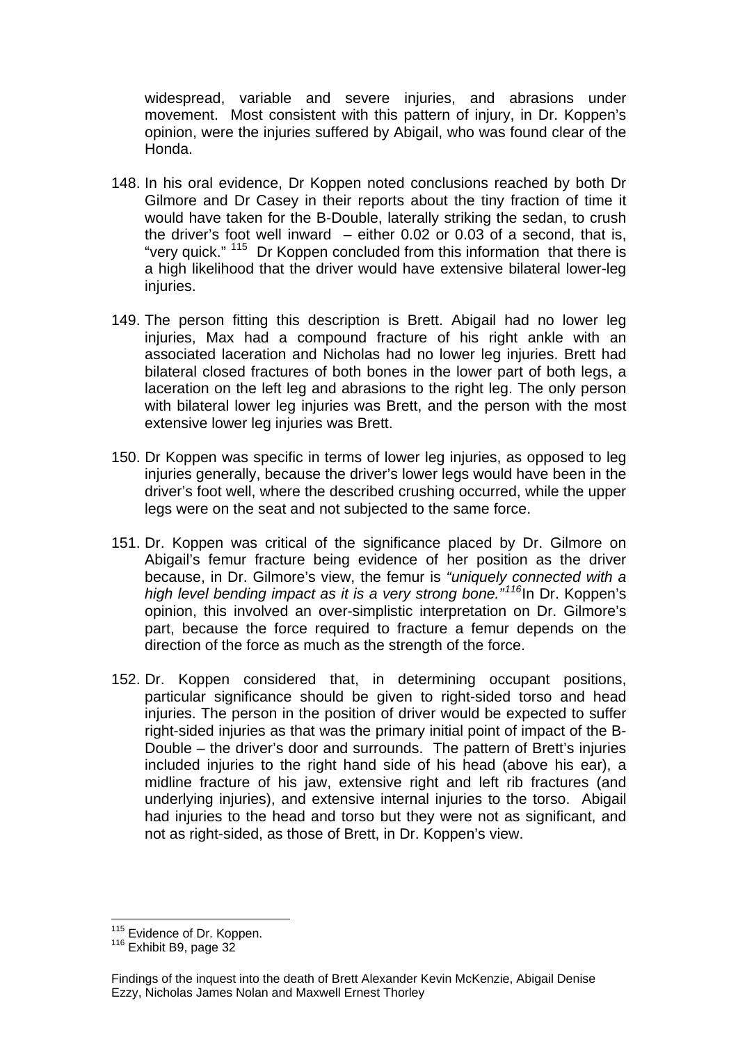widespread, variable and severe injuries, and abrasions under movement. Most consistent with this pattern of injury, in Dr. Koppen's opinion, were the injuries suffered by Abigail, who was found clear of the Honda.

148. In his oral evidence, Dr Koppen noted conclusions reached by both Dr Gilmore and Dr Casey in their reports about the tiny fraction of time it would have taken for the B-Double, laterally striking the sedan, to crush the driver's foot well inward – either 0.02 or 0.03 of a second, that is, "very quick." [115] Dr Koppen concluded from this information that there is a high likelihood that the driver would have extensive bilateral lower-leg injuries.

149. The person fitting this description is Brett. Abigail had no lower leg injuries, Max had a compound fracture of his right ankle with an associated laceration and Nicholas had no lower leg injuries. Brett had bilateral closed fractures of both bones in the lower part of both legs, a laceration on the left leg and abrasions to the right leg. The only person with bilateral lower leg injuries was Brett, and the person with the most extensive lower leg injuries was Brett.

150. Dr Koppen was specific in terms of lower leg injuries, as opposed to leg injuries generally, because the driver's lower legs would have been in the driver's foot well, where the described crushing occurred, while the upper legs were on the seat and not subjected to the same force.

151. Dr. Koppen was critical of the significance placed by Dr. Gilmore on Abigail's femur fracture being evidence of her position as the driver because, in Dr. Gilmore's view, the femur is *"uniquely connected with a high level bending impact as it is a very strong bone."*[116] In Dr. Koppen's opinion, this involved an over-simplistic interpretation on Dr. Gilmore's part, because the force required to fracture a femur depends on the direction of the force as much as the strength of the force.

152. Dr. Koppen considered that, in determining occupant positions, particular significance should be given to right-sided torso and head injuries. The person in the position of driver would be expected to suffer right-sided injuries as that was the primary initial point of impact of the B-Double – the driver's door and surrounds. The pattern of Brett's injuries included injuries to the right hand side of his head (above his ear), a midline fracture of his jaw, extensive right and left rib fractures (and underlying injuries), and extensive internal injuries to the torso. Abigail had injuries to the head and torso but they were not as significant, and not as right-sided, as those of Brett, in Dr. Koppen's view.

---

[115] Evidence of Dr. Koppen.

[116] Exhibit B9, page 32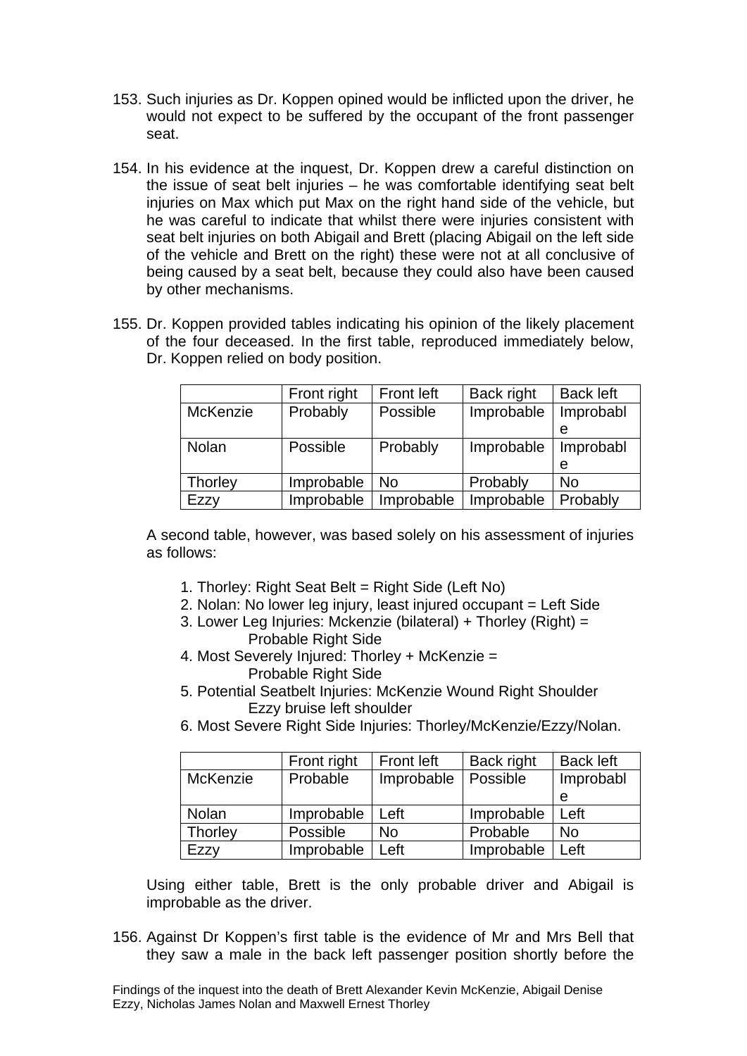153. Such injuries as Dr. Koppen opined would be inflicted upon the driver, he would not expect to be suffered by the occupant of the front passenger seat.

154. In his evidence at the inquest, Dr. Koppen drew a careful distinction on the issue of seat belt injuries – he was comfortable identifying seat belt injuries on Max which put Max on the right hand side of the vehicle, but he was careful to indicate that whilst there were injuries consistent with seat belt injuries on both Abigail and Brett (placing Abigail on the left side of the vehicle and Brett on the right) these were not at all conclusive of being caused by a seat belt, because they could also have been caused by other mechanisms.

155. Dr. Koppen provided tables indicating his opinion of the likely placement of the four deceased. In the first table, reproduced immediately below, Dr. Koppen relied on body position.

| | Front right | Front left | Back right | Back left |
|---|---|---|---|---|
| McKenzie | Probably | Possible | Improbable | Improbable |
| Nolan | Possible | Probably | Improbable | Improbable |
| Thorley | Improbable | No | Probably | No |
| Ezzy | Improbable | Improbable | Improbable | Probably |

A second table, however, was based solely on his assessment of injuries as follows:

1. Thorley: Right Seat Belt = Right Side (Left No)
2. Nolan: No lower leg injury, least injured occupant = Left Side
3. Lower Leg Injuries: Mckenzie (bilateral) + Thorley (Right) = Probable Right Side
4. Most Severely Injured: Thorley + McKenzie = Probable Right Side
5. Potential Seatbelt Injuries: McKenzie Wound Right Shoulder Ezzy bruise left shoulder
6. Most Severe Right Side Injuries: Thorley/McKenzie/Ezzy/Nolan.

| | Front right | Front left | Back right | Back left |
|---|---|---|---|---|
| McKenzie | Probable | Improbable | Possible | Improbable |
| Nolan | Improbable | Left | Improbable | Left |
| Thorley | Possible | No | Probable | No |
| Ezzy | Improbable | Left | Improbable | Left |

Using either table, Brett is the only probable driver and Abigail is improbable as the driver.

156. Against Dr Koppen's first table is the evidence of Mr and Mrs Bell that they saw a male in the back left passenger position shortly before the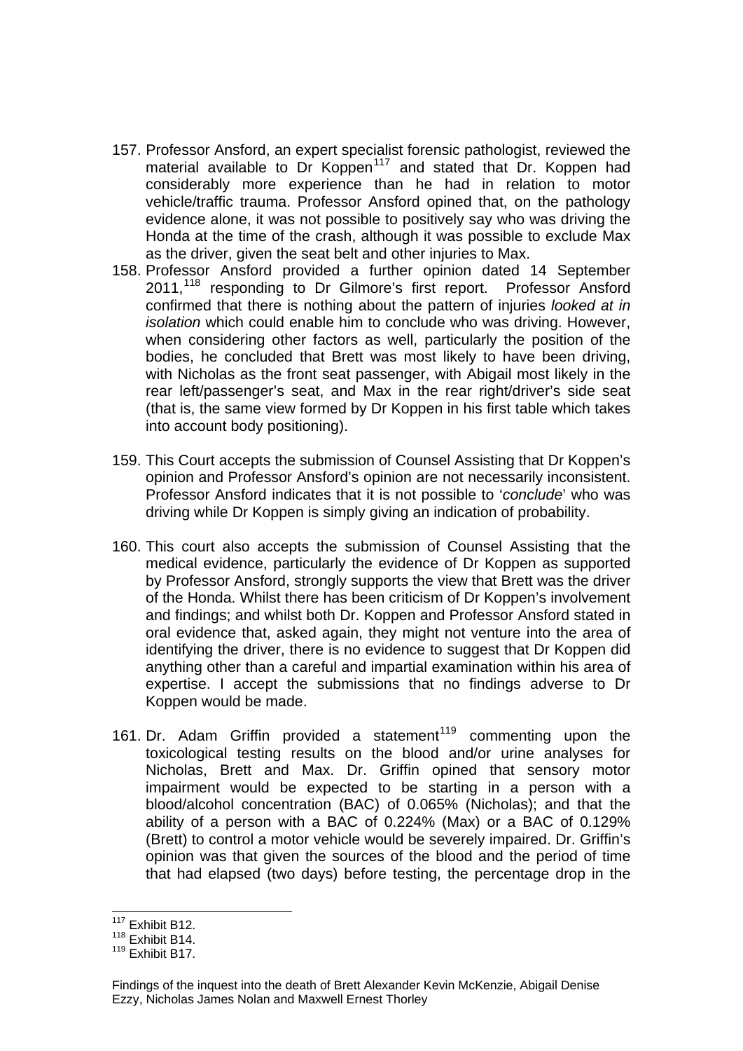157. Professor Ansford, an expert specialist forensic pathologist, reviewed the material available to Dr Koppen[117] and stated that Dr. Koppen had considerably more experience than he had in relation to motor vehicle/traffic trauma. Professor Ansford opined that, on the pathology evidence alone, it was not possible to positively say who was driving the Honda at the time of the crash, although it was possible to exclude Max as the driver, given the seat belt and other injuries to Max.

158. Professor Ansford provided a further opinion dated 14 September 2011,[118] responding to Dr Gilmore's first report. Professor Ansford confirmed that there is nothing about the pattern of injuries *looked at in isolation* which could enable him to conclude who was driving. However, when considering other factors as well, particularly the position of the bodies, he concluded that Brett was most likely to have been driving, with Nicholas as the front seat passenger, with Abigail most likely in the rear left/passenger's seat, and Max in the rear right/driver's side seat (that is, the same view formed by Dr Koppen in his first table which takes into account body positioning).

159. This Court accepts the submission of Counsel Assisting that Dr Koppen's opinion and Professor Ansford's opinion are not necessarily inconsistent. Professor Ansford indicates that it is not possible to '*conclude*' who was driving while Dr Koppen is simply giving an indication of probability.

160. This court also accepts the submission of Counsel Assisting that the medical evidence, particularly the evidence of Dr Koppen as supported by Professor Ansford, strongly supports the view that Brett was the driver of the Honda. Whilst there has been criticism of Dr Koppen's involvement and findings; and whilst both Dr. Koppen and Professor Ansford stated in oral evidence that, asked again, they might not venture into the area of identifying the driver, there is no evidence to suggest that Dr Koppen did anything other than a careful and impartial examination within his area of expertise. I accept the submissions that no findings adverse to Dr Koppen would be made.

161. Dr. Adam Griffin provided a statement[119] commenting upon the toxicological testing results on the blood and/or urine analyses for Nicholas, Brett and Max. Dr. Griffin opined that sensory motor impairment would be expected to be starting in a person with a blood/alcohol concentration (BAC) of 0.065% (Nicholas); and that the ability of a person with a BAC of 0.224% (Max) or a BAC of 0.129% (Brett) to control a motor vehicle would be severely impaired. Dr. Griffin's opinion was that given the sources of the blood and the period of time that had elapsed (two days) before testing, the percentage drop in the

---

[117] Exhibit B12.

[118] Exhibit B14.

[119] Exhibit B17.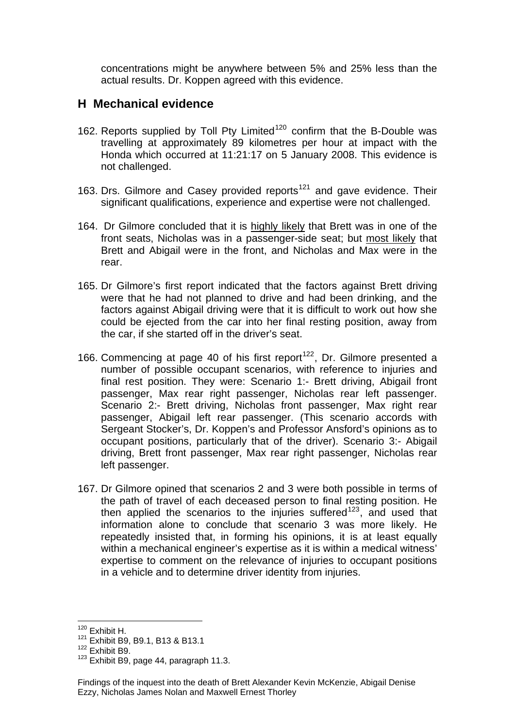concentrations might be anywhere between 5% and 25% less than the actual results. Dr. Koppen agreed with this evidence.

## H Mechanical evidence

162. Reports supplied by Toll Pty Limited[120] confirm that the B-Double was travelling at approximately 89 kilometres per hour at impact with the Honda which occurred at 11:21:17 on 5 January 2008. This evidence is not challenged.

163. Drs. Gilmore and Casey provided reports[121] and gave evidence. Their significant qualifications, experience and expertise were not challenged.

164. Dr Gilmore concluded that it is <u>highly likely</u> that Brett was in one of the front seats, Nicholas was in a passenger-side seat; but <u>most likely</u> that Brett and Abigail were in the front, and Nicholas and Max were in the rear.

165. Dr Gilmore's first report indicated that the factors against Brett driving were that he had not planned to drive and had been drinking, and the factors against Abigail driving were that it is difficult to work out how she could be ejected from the car into her final resting position, away from the car, if she started off in the driver's seat.

166. Commencing at page 40 of his first report[122], Dr. Gilmore presented a number of possible occupant scenarios, with reference to injuries and final rest position. They were: Scenario 1:- Brett driving, Abigail front passenger, Max rear right passenger, Nicholas rear left passenger. Scenario 2:- Brett driving, Nicholas front passenger, Max right rear passenger, Abigail left rear passenger. (This scenario accords with Sergeant Stocker's, Dr. Koppen's and Professor Ansford's opinions as to occupant positions, particularly that of the driver). Scenario 3:- Abigail driving, Brett front passenger, Max rear right passenger, Nicholas rear left passenger.

167. Dr Gilmore opined that scenarios 2 and 3 were both possible in terms of the path of travel of each deceased person to final resting position. He then applied the scenarios to the injuries suffered[123], and used that information alone to conclude that scenario 3 was more likely. He repeatedly insisted that, in forming his opinions, it is at least equally within a mechanical engineer's expertise as it is within a medical witness' expertise to comment on the relevance of injuries to occupant positions in a vehicle and to determine driver identity from injuries.

[120] Exhibit H.
[121] Exhibit B9, B9.1, B13 & B13.1
[122] Exhibit B9.
[123] Exhibit B9, page 44, paragraph 11.3.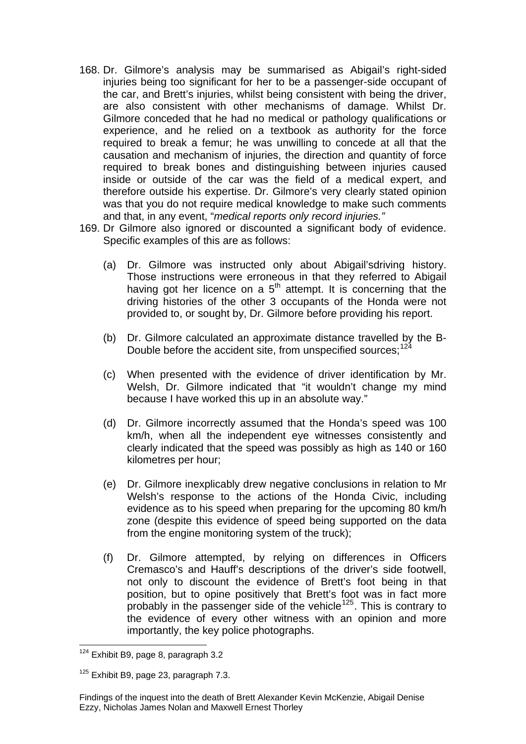168. Dr. Gilmore's analysis may be summarised as Abigail's right-sided injuries being too significant for her to be a passenger-side occupant of the car, and Brett's injuries, whilst being consistent with being the driver, are also consistent with other mechanisms of damage. Whilst Dr. Gilmore conceded that he had no medical or pathology qualifications or experience, and he relied on a textbook as authority for the force required to break a femur; he was unwilling to concede at all that the causation and mechanism of injuries, the direction and quantity of force required to break bones and distinguishing between injuries caused inside or outside of the car was the field of a medical expert, and therefore outside his expertise. Dr. Gilmore's very clearly stated opinion was that you do not require medical knowledge to make such comments and that, in any event, "*medical reports only record injuries."*

169. Dr Gilmore also ignored or discounted a significant body of evidence. Specific examples of this are as follows:

    (a) Dr. Gilmore was instructed only about Abigail'sdriving history. Those instructions were erroneous in that they referred to Abigail having got her licence on a 5th attempt. It is concerning that the driving histories of the other 3 occupants of the Honda were not provided to, or sought by, Dr. Gilmore before providing his report.

    (b) Dr. Gilmore calculated an approximate distance travelled by the B-Double before the accident site, from unspecified sources;[124]

    (c) When presented with the evidence of driver identification by Mr. Welsh, Dr. Gilmore indicated that "it wouldn't change my mind because I have worked this up in an absolute way."

    (d) Dr. Gilmore incorrectly assumed that the Honda's speed was 100 km/h, when all the independent eye witnesses consistently and clearly indicated that the speed was possibly as high as 140 or 160 kilometres per hour;

    (e) Dr. Gilmore inexplicably drew negative conclusions in relation to Mr Welsh's response to the actions of the Honda Civic, including evidence as to his speed when preparing for the upcoming 80 km/h zone (despite this evidence of speed being supported on the data from the engine monitoring system of the truck);

    (f) Dr. Gilmore attempted, by relying on differences in Officers Cremasco's and Hauff's descriptions of the driver's side footwell, not only to discount the evidence of Brett's foot being in that position, but to opine positively that Brett's foot was in fact more probably in the passenger side of the vehicle[125]. This is contrary to the evidence of every other witness with an opinion and more importantly, the key police photographs.

---

[124] Exhibit B9, page 8, paragraph 3.2

[125] Exhibit B9, page 23, paragraph 7.3.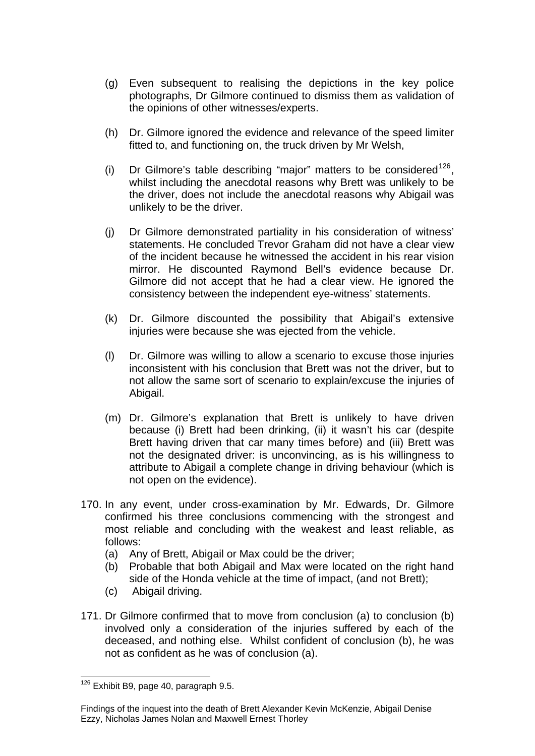(g) Even subsequent to realising the depictions in the key police photographs, Dr Gilmore continued to dismiss them as validation of the opinions of other witnesses/experts.

(h) Dr. Gilmore ignored the evidence and relevance of the speed limiter fitted to, and functioning on, the truck driven by Mr Welsh,

(i) Dr Gilmore's table describing "major" matters to be considered[126], whilst including the anecdotal reasons why Brett was unlikely to be the driver, does not include the anecdotal reasons why Abigail was unlikely to be the driver.

(j) Dr Gilmore demonstrated partiality in his consideration of witness' statements. He concluded Trevor Graham did not have a clear view of the incident because he witnessed the accident in his rear vision mirror. He discounted Raymond Bell's evidence because Dr. Gilmore did not accept that he had a clear view. He ignored the consistency between the independent eye-witness' statements.

(k) Dr. Gilmore discounted the possibility that Abigail's extensive injuries were because she was ejected from the vehicle.

(l) Dr. Gilmore was willing to allow a scenario to excuse those injuries inconsistent with his conclusion that Brett was not the driver, but to not allow the same sort of scenario to explain/excuse the injuries of Abigail.

(m) Dr. Gilmore's explanation that Brett is unlikely to have driven because (i) Brett had been drinking, (ii) it wasn't his car (despite Brett having driven that car many times before) and (iii) Brett was not the designated driver: is unconvincing, as is his willingness to attribute to Abigail a complete change in driving behaviour (which is not open on the evidence).

170. In any event, under cross-examination by Mr. Edwards, Dr. Gilmore confirmed his three conclusions commencing with the strongest and most reliable and concluding with the weakest and least reliable, as follows:
   (a) Any of Brett, Abigail or Max could be the driver;
   (b) Probable that both Abigail and Max were located on the right hand side of the Honda vehicle at the time of impact, (and not Brett);
   (c) Abigail driving.

171. Dr Gilmore confirmed that to move from conclusion (a) to conclusion (b) involved only a consideration of the injuries suffered by each of the deceased, and nothing else. Whilst confident of conclusion (b), he was not as confident as he was of conclusion (a).

---

[126] Exhibit B9, page 40, paragraph 9.5.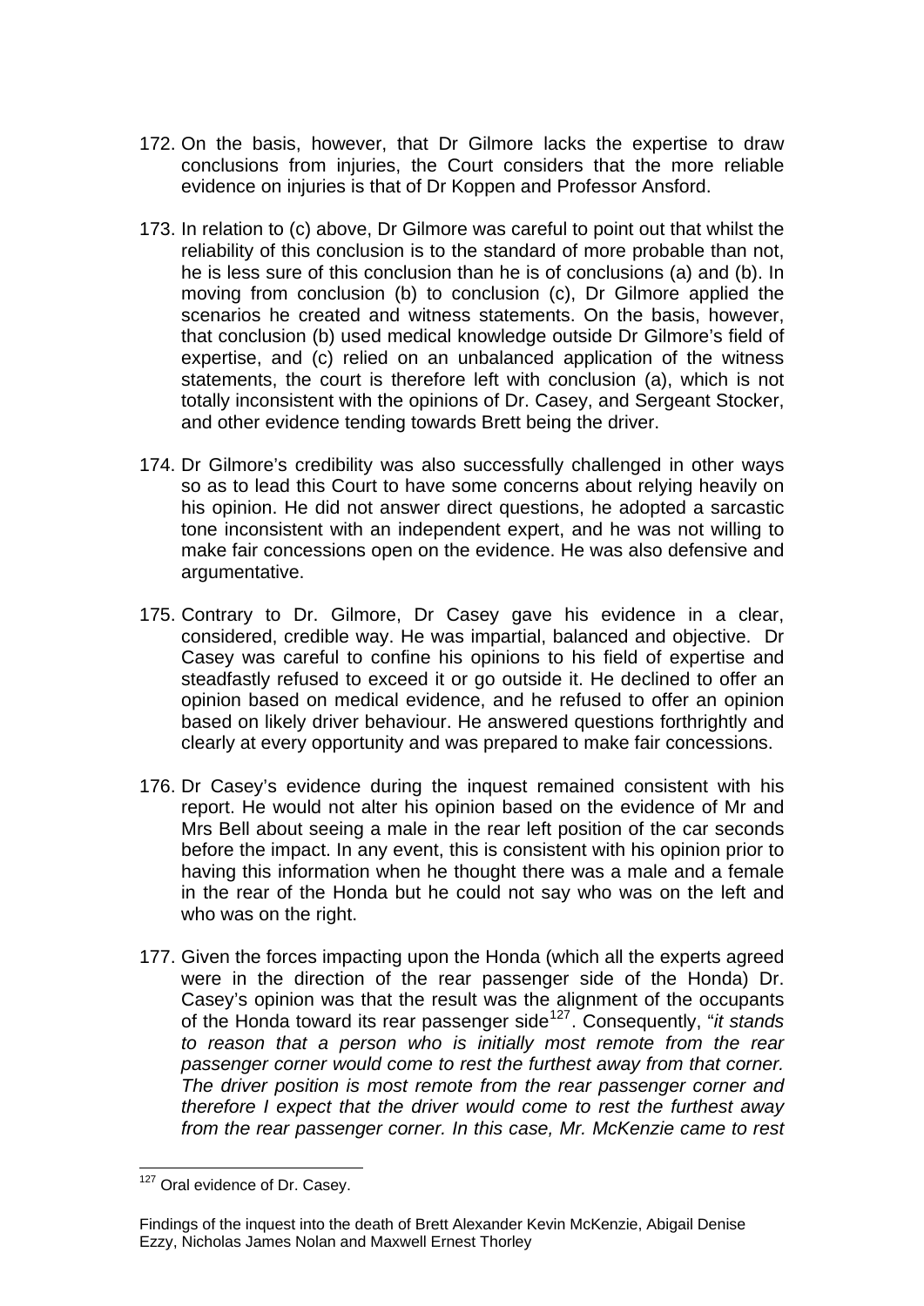172. On the basis, however, that Dr Gilmore lacks the expertise to draw conclusions from injuries, the Court considers that the more reliable evidence on injuries is that of Dr Koppen and Professor Ansford.

173. In relation to (c) above, Dr Gilmore was careful to point out that whilst the reliability of this conclusion is to the standard of more probable than not, he is less sure of this conclusion than he is of conclusions (a) and (b). In moving from conclusion (b) to conclusion (c), Dr Gilmore applied the scenarios he created and witness statements. On the basis, however, that conclusion (b) used medical knowledge outside Dr Gilmore's field of expertise, and (c) relied on an unbalanced application of the witness statements, the court is therefore left with conclusion (a), which is not totally inconsistent with the opinions of Dr. Casey, and Sergeant Stocker, and other evidence tending towards Brett being the driver.

174. Dr Gilmore's credibility was also successfully challenged in other ways so as to lead this Court to have some concerns about relying heavily on his opinion. He did not answer direct questions, he adopted a sarcastic tone inconsistent with an independent expert, and he was not willing to make fair concessions open on the evidence. He was also defensive and argumentative.

175. Contrary to Dr. Gilmore, Dr Casey gave his evidence in a clear, considered, credible way. He was impartial, balanced and objective. Dr Casey was careful to confine his opinions to his field of expertise and steadfastly refused to exceed it or go outside it. He declined to offer an opinion based on medical evidence, and he refused to offer an opinion based on likely driver behaviour. He answered questions forthrightly and clearly at every opportunity and was prepared to make fair concessions.

176. Dr Casey's evidence during the inquest remained consistent with his report. He would not alter his opinion based on the evidence of Mr and Mrs Bell about seeing a male in the rear left position of the car seconds before the impact. In any event, this is consistent with his opinion prior to having this information when he thought there was a male and a female in the rear of the Honda but he could not say who was on the left and who was on the right.

177. Given the forces impacting upon the Honda (which all the experts agreed were in the direction of the rear passenger side of the Honda) Dr. Casey's opinion was that the result was the alignment of the occupants of the Honda toward its rear passenger side[127]. Consequently, "*it stands to reason that a person who is initially most remote from the rear passenger corner would come to rest the furthest away from that corner. The driver position is most remote from the rear passenger corner and therefore I expect that the driver would come to rest the furthest away from the rear passenger corner. In this case, Mr. McKenzie came to rest*

[127] Oral evidence of Dr. Casey.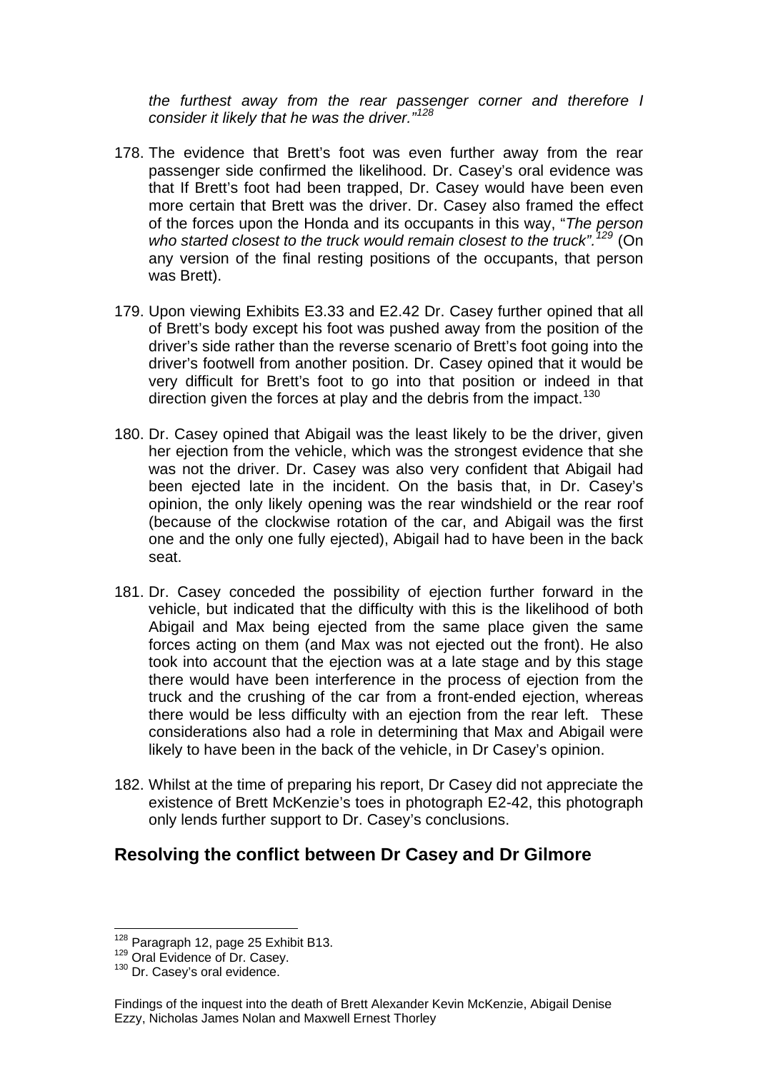*the furthest away from the rear passenger corner and therefore I consider it likely that he was the driver."*[128]

178. The evidence that Brett's foot was even further away from the rear passenger side confirmed the likelihood. Dr. Casey's oral evidence was that If Brett's foot had been trapped, Dr. Casey would have been even more certain that Brett was the driver. Dr. Casey also framed the effect of the forces upon the Honda and its occupants in this way, "*The person who started closest to the truck would remain closest to the truck".*[129] (On any version of the final resting positions of the occupants, that person was Brett).

179. Upon viewing Exhibits E3.33 and E2.42 Dr. Casey further opined that all of Brett's body except his foot was pushed away from the position of the driver's side rather than the reverse scenario of Brett's foot going into the driver's footwell from another position. Dr. Casey opined that it would be very difficult for Brett's foot to go into that position or indeed in that direction given the forces at play and the debris from the impact.[130]

180. Dr. Casey opined that Abigail was the least likely to be the driver, given her ejection from the vehicle, which was the strongest evidence that she was not the driver. Dr. Casey was also very confident that Abigail had been ejected late in the incident. On the basis that, in Dr. Casey's opinion, the only likely opening was the rear windshield or the rear roof (because of the clockwise rotation of the car, and Abigail was the first one and the only one fully ejected), Abigail had to have been in the back seat.

181. Dr. Casey conceded the possibility of ejection further forward in the vehicle, but indicated that the difficulty with this is the likelihood of both Abigail and Max being ejected from the same place given the same forces acting on them (and Max was not ejected out the front). He also took into account that the ejection was at a late stage and by this stage there would have been interference in the process of ejection from the truck and the crushing of the car from a front-ended ejection, whereas there would be less difficulty with an ejection from the rear left. These considerations also had a role in determining that Max and Abigail were likely to have been in the back of the vehicle, in Dr Casey's opinion.

182. Whilst at the time of preparing his report, Dr Casey did not appreciate the existence of Brett McKenzie's toes in photograph E2-42, this photograph only lends further support to Dr. Casey's conclusions.

## Resolving the conflict between Dr Casey and Dr Gilmore

---

[128] Paragraph 12, page 25 Exhibit B13.
[129] Oral Evidence of Dr. Casey.
[130] Dr. Casey's oral evidence.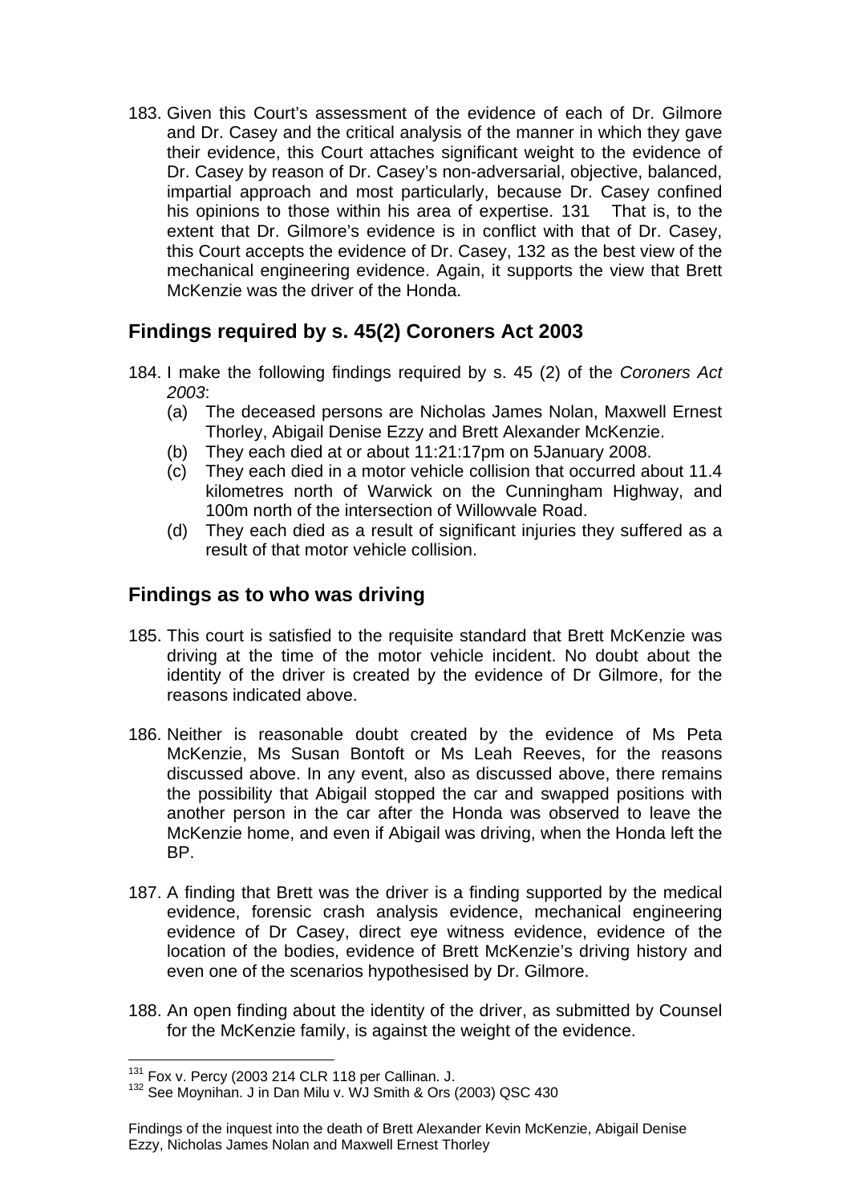183. Given this Court's assessment of the evidence of each of Dr. Gilmore and Dr. Casey and the critical analysis of the manner in which they gave their evidence, this Court attaches significant weight to the evidence of Dr. Casey by reason of Dr. Casey's non-adversarial, objective, balanced, impartial approach and most particularly, because Dr. Casey confined his opinions to those within his area of expertise. [131] That is, to the extent that Dr. Gilmore's evidence is in conflict with that of Dr. Casey, this Court accepts the evidence of Dr. Casey, [132] as the best view of the mechanical engineering evidence. Again, it supports the view that Brett McKenzie was the driver of the Honda.

## Findings required by s. 45(2) Coroners Act 2003

184. I make the following findings required by s. 45 (2) of the *Coroners Act 2003*:
   (a) The deceased persons are Nicholas James Nolan, Maxwell Ernest Thorley, Abigail Denise Ezzy and Brett Alexander McKenzie.
   (b) They each died at or about 11:21:17pm on 5January 2008.
   (c) They each died in a motor vehicle collision that occurred about 11.4 kilometres north of Warwick on the Cunningham Highway, and 100m north of the intersection of Willowvale Road.
   (d) They each died as a result of significant injuries they suffered as a result of that motor vehicle collision.

## Findings as to who was driving

185. This court is satisfied to the requisite standard that Brett McKenzie was driving at the time of the motor vehicle incident. No doubt about the identity of the driver is created by the evidence of Dr Gilmore, for the reasons indicated above.

186. Neither is reasonable doubt created by the evidence of Ms Peta McKenzie, Ms Susan Bontoft or Ms Leah Reeves, for the reasons discussed above. In any event, also as discussed above, there remains the possibility that Abigail stopped the car and swapped positions with another person in the car after the Honda was observed to leave the McKenzie home, and even if Abigail was driving, when the Honda left the BP.

187. A finding that Brett was the driver is a finding supported by the medical evidence, forensic crash analysis evidence, mechanical engineering evidence of Dr Casey, direct eye witness evidence, evidence of the location of the bodies, evidence of Brett McKenzie's driving history and even one of the scenarios hypothesised by Dr. Gilmore.

188. An open finding about the identity of the driver, as submitted by Counsel for the McKenzie family, is against the weight of the evidence.

---

[131] Fox v. Percy (2003 214 CLR 118 per Callinan. J.

[132] See Moynihan. J in Dan Milu v. WJ Smith & Ors (2003) QSC 430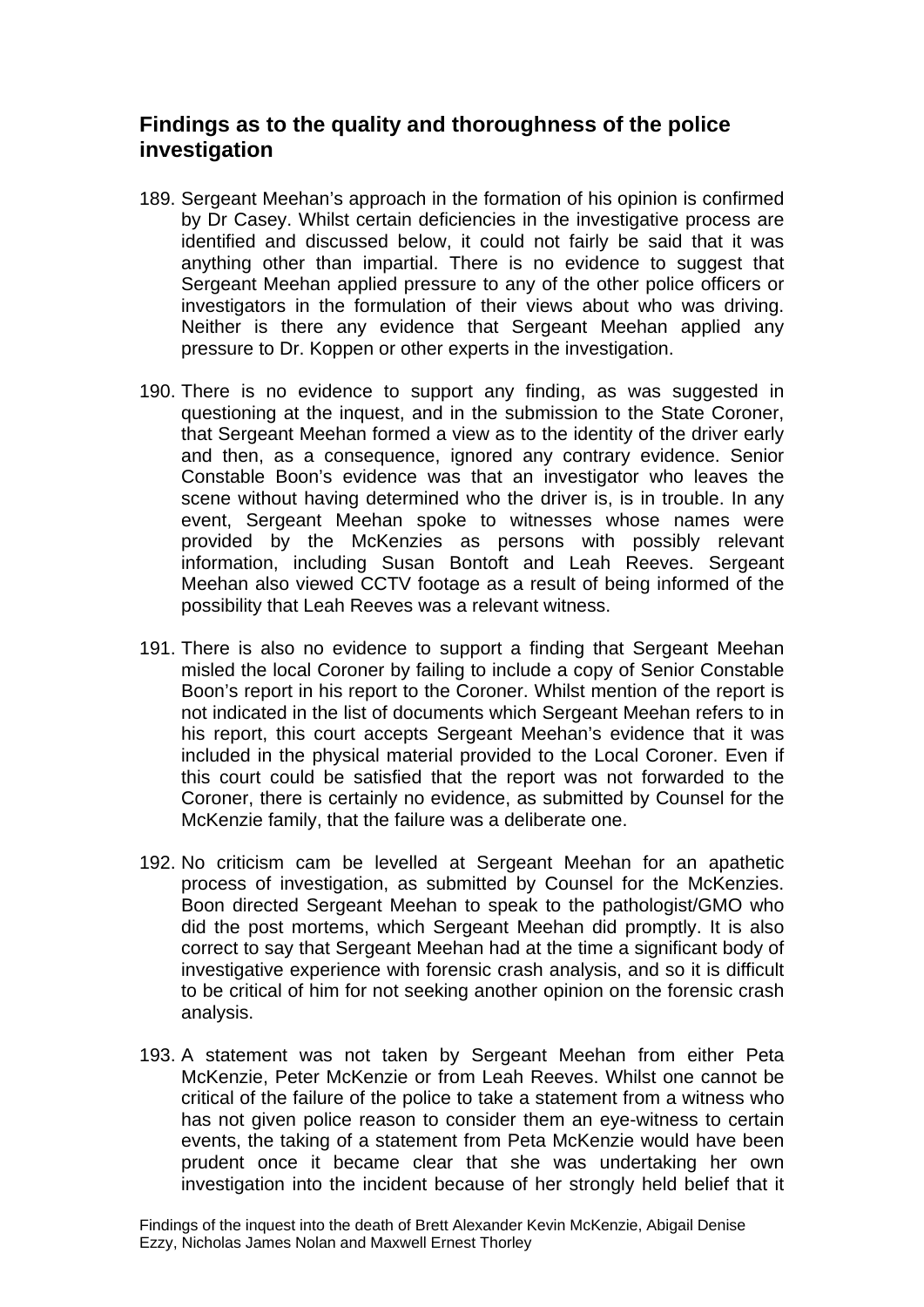## Findings as to the quality and thoroughness of the police investigation

189. Sergeant Meehan's approach in the formation of his opinion is confirmed by Dr Casey. Whilst certain deficiencies in the investigative process are identified and discussed below, it could not fairly be said that it was anything other than impartial. There is no evidence to suggest that Sergeant Meehan applied pressure to any of the other police officers or investigators in the formulation of their views about who was driving. Neither is there any evidence that Sergeant Meehan applied any pressure to Dr. Koppen or other experts in the investigation.

190. There is no evidence to support any finding, as was suggested in questioning at the inquest, and in the submission to the State Coroner, that Sergeant Meehan formed a view as to the identity of the driver early and then, as a consequence, ignored any contrary evidence. Senior Constable Boon's evidence was that an investigator who leaves the scene without having determined who the driver is, is in trouble. In any event, Sergeant Meehan spoke to witnesses whose names were provided by the McKenzies as persons with possibly relevant information, including Susan Bontoft and Leah Reeves. Sergeant Meehan also viewed CCTV footage as a result of being informed of the possibility that Leah Reeves was a relevant witness.

191. There is also no evidence to support a finding that Sergeant Meehan misled the local Coroner by failing to include a copy of Senior Constable Boon's report in his report to the Coroner. Whilst mention of the report is not indicated in the list of documents which Sergeant Meehan refers to in his report, this court accepts Sergeant Meehan's evidence that it was included in the physical material provided to the Local Coroner. Even if this court could be satisfied that the report was not forwarded to the Coroner, there is certainly no evidence, as submitted by Counsel for the McKenzie family, that the failure was a deliberate one.

192. No criticism cam be levelled at Sergeant Meehan for an apathetic process of investigation, as submitted by Counsel for the McKenzies. Boon directed Sergeant Meehan to speak to the pathologist/GMO who did the post mortems, which Sergeant Meehan did promptly. It is also correct to say that Sergeant Meehan had at the time a significant body of investigative experience with forensic crash analysis, and so it is difficult to be critical of him for not seeking another opinion on the forensic crash analysis.

193. A statement was not taken by Sergeant Meehan from either Peta McKenzie, Peter McKenzie or from Leah Reeves. Whilst one cannot be critical of the failure of the police to take a statement from a witness who has not given police reason to consider them an eye-witness to certain events, the taking of a statement from Peta McKenzie would have been prudent once it became clear that she was undertaking her own investigation into the incident because of her strongly held belief that it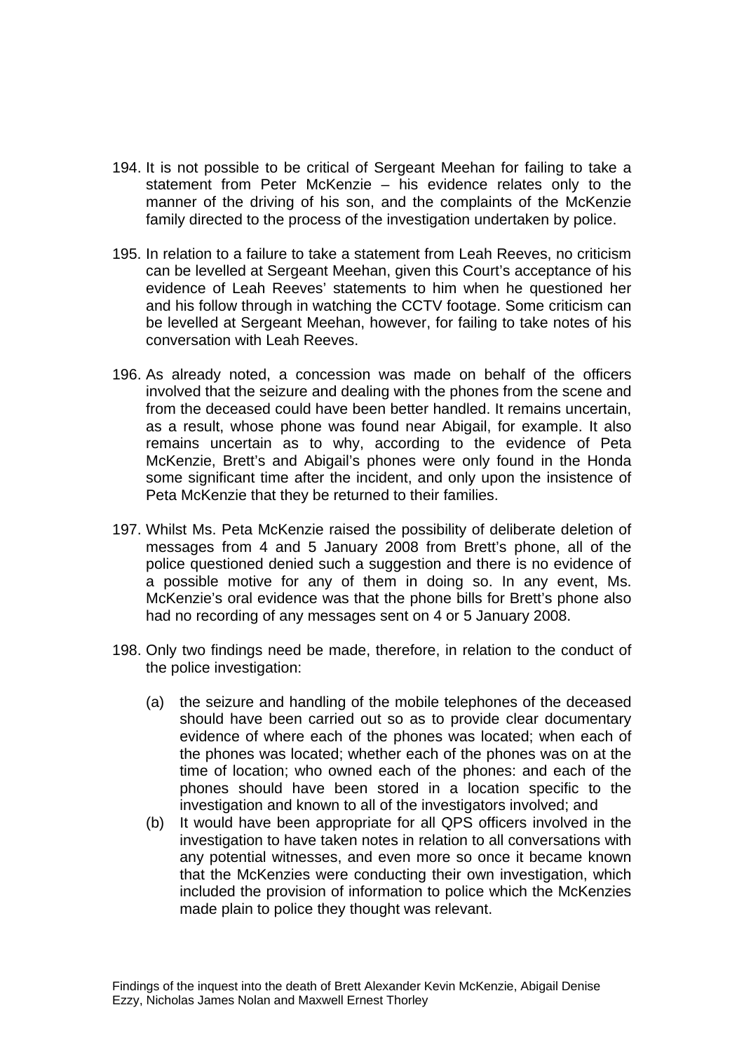194. It is not possible to be critical of Sergeant Meehan for failing to take a statement from Peter McKenzie – his evidence relates only to the manner of the driving of his son, and the complaints of the McKenzie family directed to the process of the investigation undertaken by police.

195. In relation to a failure to take a statement from Leah Reeves, no criticism can be levelled at Sergeant Meehan, given this Court's acceptance of his evidence of Leah Reeves' statements to him when he questioned her and his follow through in watching the CCTV footage. Some criticism can be levelled at Sergeant Meehan, however, for failing to take notes of his conversation with Leah Reeves.

196. As already noted, a concession was made on behalf of the officers involved that the seizure and dealing with the phones from the scene and from the deceased could have been better handled. It remains uncertain, as a result, whose phone was found near Abigail, for example. It also remains uncertain as to why, according to the evidence of Peta McKenzie, Brett's and Abigail's phones were only found in the Honda some significant time after the incident, and only upon the insistence of Peta McKenzie that they be returned to their families.

197. Whilst Ms. Peta McKenzie raised the possibility of deliberate deletion of messages from 4 and 5 January 2008 from Brett's phone, all of the police questioned denied such a suggestion and there is no evidence of a possible motive for any of them in doing so. In any event, Ms. McKenzie's oral evidence was that the phone bills for Brett's phone also had no recording of any messages sent on 4 or 5 January 2008.

198. Only two findings need be made, therefore, in relation to the conduct of the police investigation:

    (a) the seizure and handling of the mobile telephones of the deceased should have been carried out so as to provide clear documentary evidence of where each of the phones was located; when each of the phones was located; whether each of the phones was on at the time of location; who owned each of the phones: and each of the phones should have been stored in a location specific to the investigation and known to all of the investigators involved; and

    (b) It would have been appropriate for all QPS officers involved in the investigation to have taken notes in relation to all conversations with any potential witnesses, and even more so once it became known that the McKenzies were conducting their own investigation, which included the provision of information to police which the McKenzies made plain to police they thought was relevant.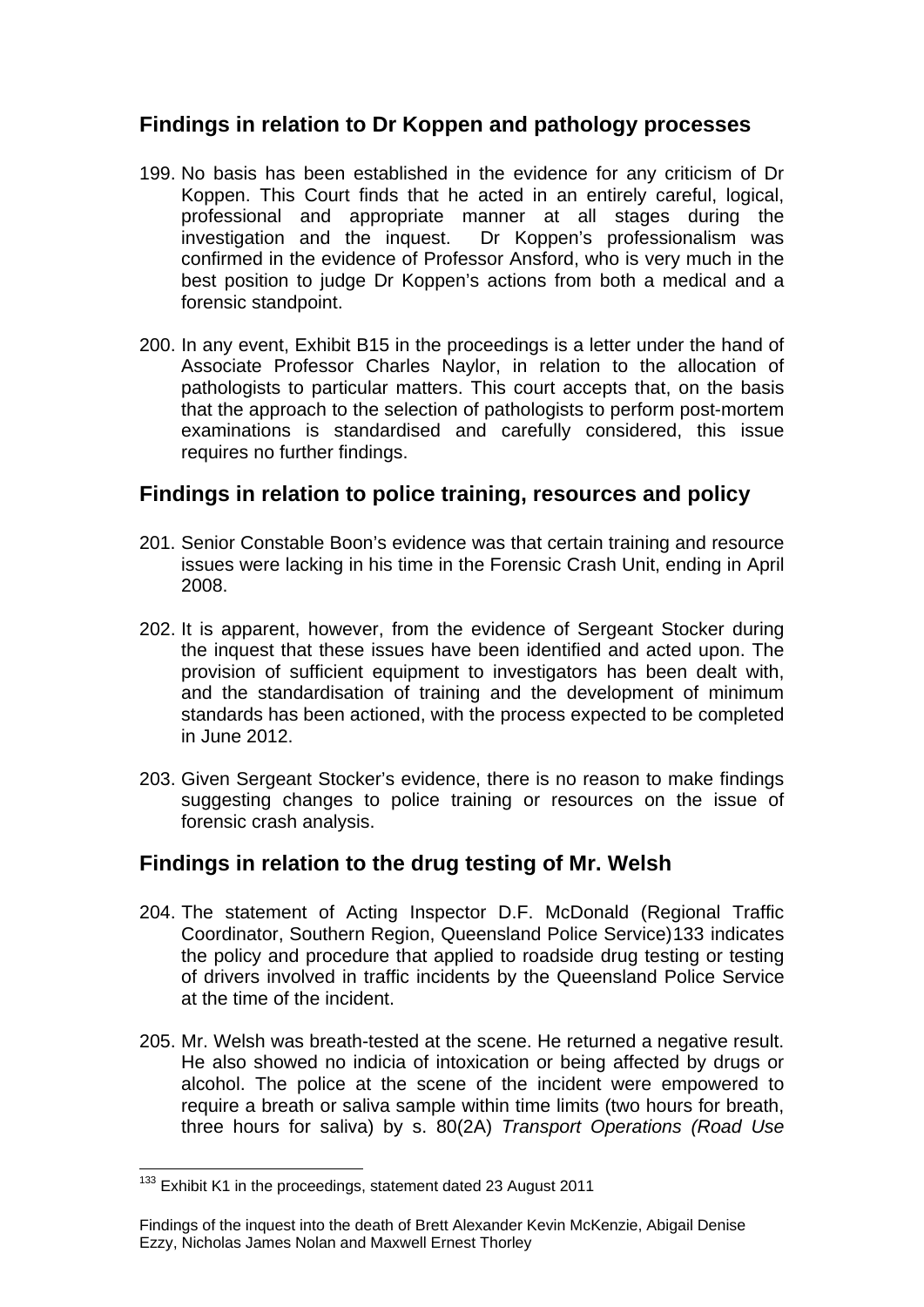## Findings in relation to Dr Koppen and pathology processes

199. No basis has been established in the evidence for any criticism of Dr Koppen. This Court finds that he acted in an entirely careful, logical, professional and appropriate manner at all stages during the investigation and the inquest. Dr Koppen's professionalism was confirmed in the evidence of Professor Ansford, who is very much in the best position to judge Dr Koppen's actions from both a medical and a forensic standpoint.

200. In any event, Exhibit B15 in the proceedings is a letter under the hand of Associate Professor Charles Naylor, in relation to the allocation of pathologists to particular matters. This court accepts that, on the basis that the approach to the selection of pathologists to perform post-mortem examinations is standardised and carefully considered, this issue requires no further findings.

## Findings in relation to police training, resources and policy

201. Senior Constable Boon's evidence was that certain training and resource issues were lacking in his time in the Forensic Crash Unit, ending in April 2008.

202. It is apparent, however, from the evidence of Sergeant Stocker during the inquest that these issues have been identified and acted upon. The provision of sufficient equipment to investigators has been dealt with, and the standardisation of training and the development of minimum standards has been actioned, with the process expected to be completed in June 2012.

203. Given Sergeant Stocker's evidence, there is no reason to make findings suggesting changes to police training or resources on the issue of forensic crash analysis.

## Findings in relation to the drug testing of Mr. Welsh

204. The statement of Acting Inspector D.F. McDonald (Regional Traffic Coordinator, Southern Region, Queensland Police Service)[133] indicates the policy and procedure that applied to roadside drug testing or testing of drivers involved in traffic incidents by the Queensland Police Service at the time of the incident.

205. Mr. Welsh was breath-tested at the scene. He returned a negative result. He also showed no indicia of intoxication or being affected by drugs or alcohol. The police at the scene of the incident were empowered to require a breath or saliva sample within time limits (two hours for breath, three hours for saliva) by s. 80(2A) *Transport Operations (Road Use*

[133] Exhibit K1 in the proceedings, statement dated 23 August 2011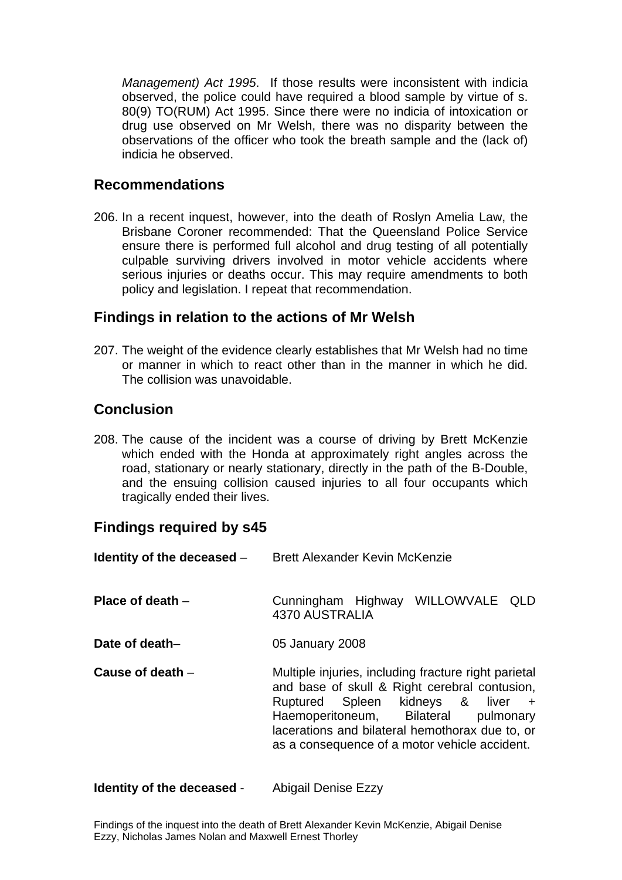*Management) Act 1995*. If those results were inconsistent with indicia observed, the police could have required a blood sample by virtue of s. 80(9) TO(RUM) Act 1995. Since there were no indicia of intoxication or drug use observed on Mr Welsh, there was no disparity between the observations of the officer who took the breath sample and the (lack of) indicia he observed.

## Recommendations

206. In a recent inquest, however, into the death of Roslyn Amelia Law, the Brisbane Coroner recommended: That the Queensland Police Service ensure there is performed full alcohol and drug testing of all potentially culpable surviving drivers involved in motor vehicle accidents where serious injuries or deaths occur. This may require amendments to both policy and legislation. I repeat that recommendation.

## Findings in relation to the actions of Mr Welsh

207. The weight of the evidence clearly establishes that Mr Welsh had no time or manner in which to react other than in the manner in which he did. The collision was unavoidable.

## Conclusion

208. The cause of the incident was a course of driving by Brett McKenzie which ended with the Honda at approximately right angles across the road, stationary or nearly stationary, directly in the path of the B-Double, and the ensuing collision caused injuries to all four occupants which tragically ended their lives.

## Findings required by s45

**Identity of the deceased** – Brett Alexander Kevin McKenzie

**Place of death** – Cunningham Highway WILLOWVALE QLD 4370 AUSTRALIA

**Date of death**– 05 January 2008

**Cause of death** – Multiple injuries, including fracture right parietal and base of skull & Right cerebral contusion, Ruptured Spleen kidneys & liver + Haemoperitoneum, Bilateral pulmonary lacerations and bilateral hemothorax due to, or as a consequence of a motor vehicle accident.

**Identity of the deceased** - Abigail Denise Ezzy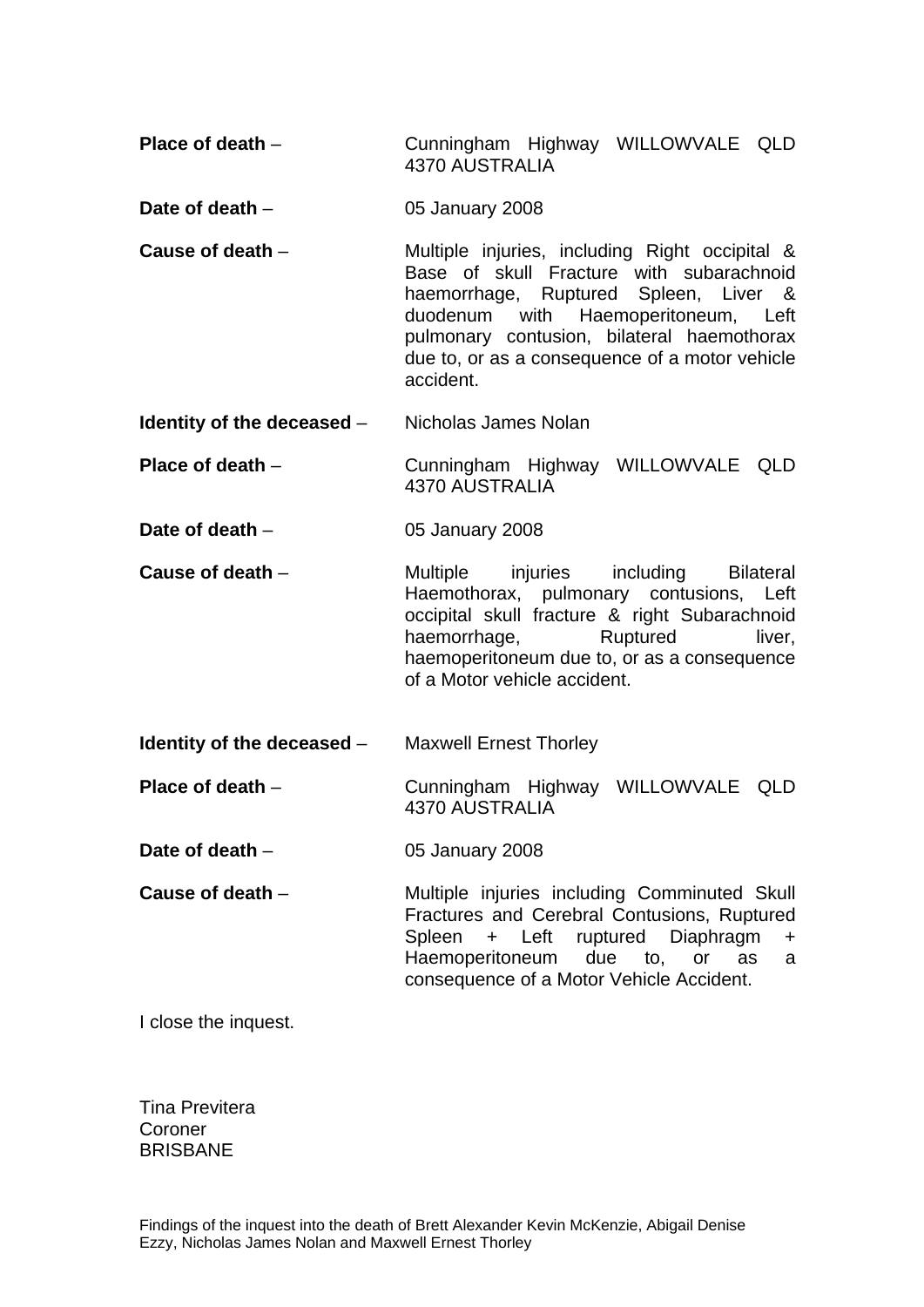**Place of death** – Cunningham Highway WILLOWVALE QLD 4370 AUSTRALIA

**Date of death** – 05 January 2008

**Cause of death** – Multiple injuries, including Right occipital & Base of skull Fracture with subarachnoid haemorrhage, Ruptured Spleen, Liver & duodenum with Haemoperitoneum, Left pulmonary contusion, bilateral haemothorax due to, or as a consequence of a motor vehicle accident.

**Identity of the deceased** – Nicholas James Nolan

**Place of death** – Cunningham Highway WILLOWVALE QLD 4370 AUSTRALIA

**Date of death** – 05 January 2008

**Cause of death** – Multiple injuries including Bilateral Haemothorax, pulmonary contusions, Left occipital skull fracture & right Subarachnoid haemorrhage, Ruptured liver, haemoperitoneum due to, or as a consequence of a Motor vehicle accident.

**Identity of the deceased** – Maxwell Ernest Thorley

**Place of death** – Cunningham Highway WILLOWVALE QLD 4370 AUSTRALIA

**Date of death** – 05 January 2008

**Cause of death** – Multiple injuries including Comminuted Skull Fractures and Cerebral Contusions, Ruptured Spleen + Left ruptured Diaphragm + Haemoperitoneum due to, or as a consequence of a Motor Vehicle Accident.

I close the inquest.

Tina Previtera
Coroner
BRISBANE